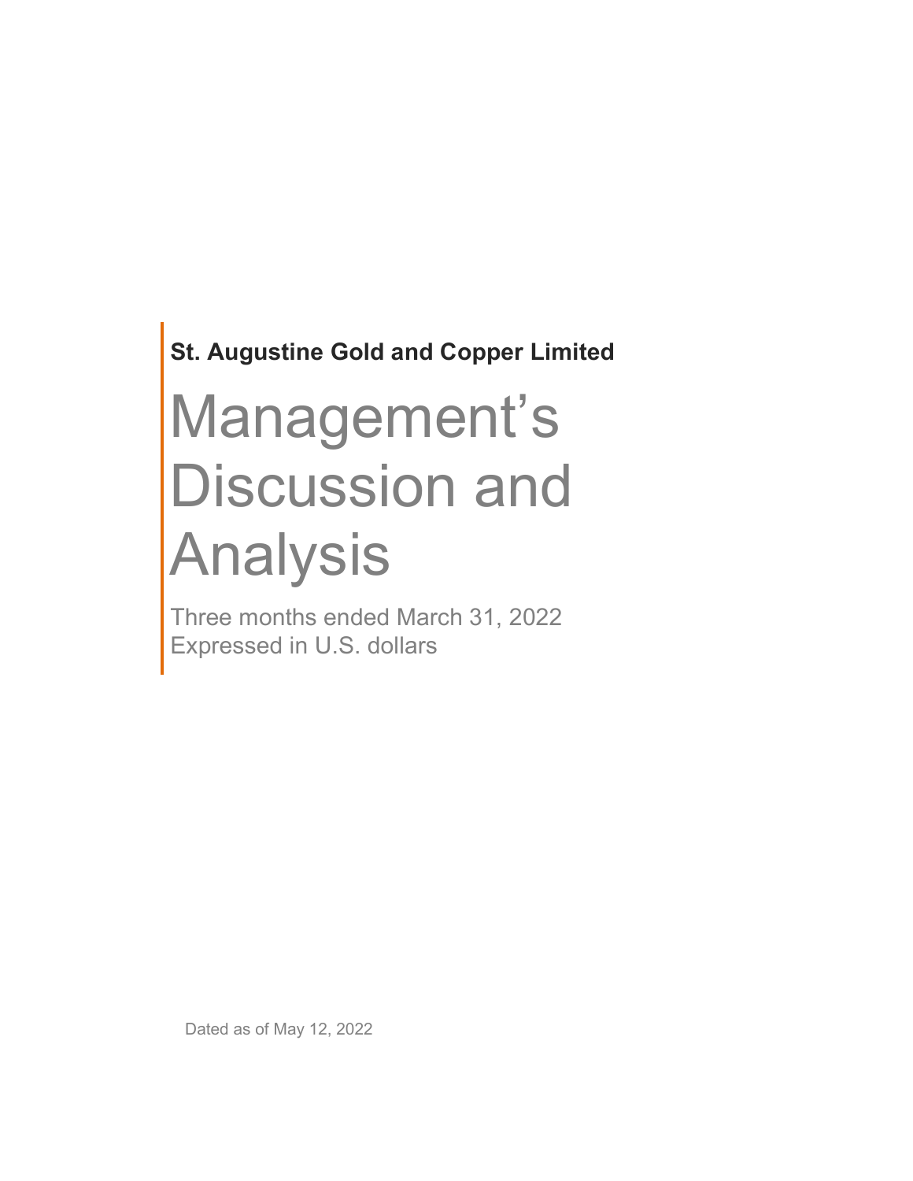**St. Augustine Gold and Copper Limited**

# Management's Discussion and Analysis

Three months ended March 31, 2022
Expressed in U.S. dollars

Dated as of May 12, 2022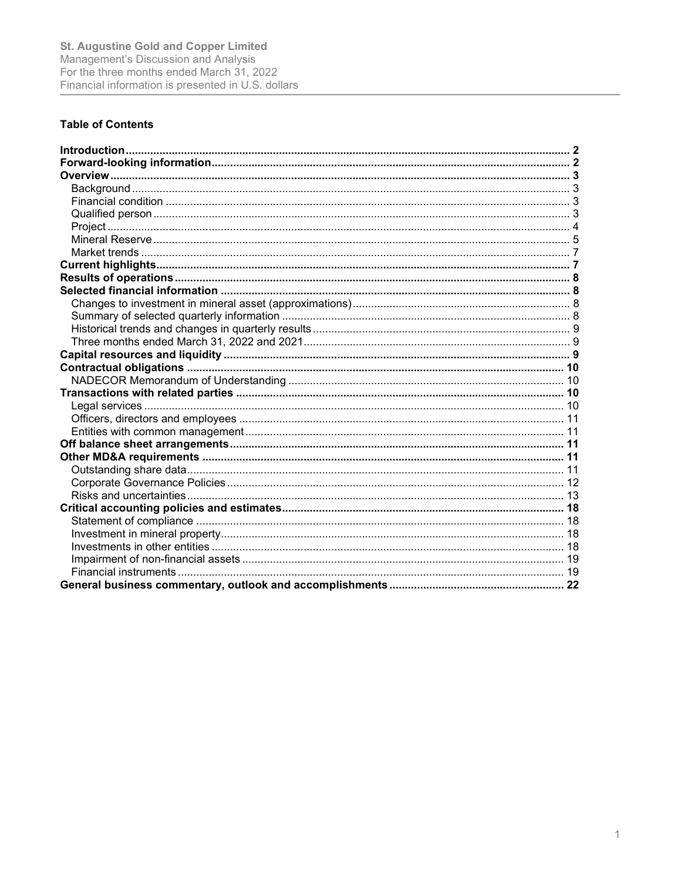St. Augustine Gold and Copper Limited
Management's Discussion and Analysis
For the three months ended March 31, 2022
Financial information is presented in U.S. dollars

**Table of Contents**

| | |
|---|---|
| **Introduction** | **2** |
| **Forward-looking information** | **2** |
| **Overview** | **3** |
| Background | 3 |
| Financial condition | 3 |
| Qualified person | 3 |
| Project | 4 |
| Mineral Reserve | 5 |
| Market trends | 7 |
| **Current highlights** | **7** |
| **Results of operations** | **8** |
| **Selected financial information** | **8** |
| Changes to investment in mineral asset (approximations) | 8 |
| Summary of selected quarterly information | 8 |
| Historical trends and changes in quarterly results | 9 |
| Three months ended March 31, 2022 and 2021 | 9 |
| **Capital resources and liquidity** | **9** |
| **Contractual obligations** | **10** |
| NADECOR Memorandum of Understanding | 10 |
| **Transactions with related parties** | **10** |
| Legal services | 10 |
| Officers, directors and employees | 11 |
| Entities with common management | 11 |
| **Off balance sheet arrangements** | **11** |
| **Other MD&A requirements** | **11** |
| Outstanding share data | 11 |
| Corporate Governance Policies | 12 |
| Risks and uncertainties | 13 |
| **Critical accounting policies and estimates** | **18** |
| Statement of compliance | 18 |
| Investment in mineral property | 18 |
| Investments in other entities | 18 |
| Impairment of non-financial assets | 19 |
| Financial instruments | 19 |
| **General business commentary, outlook and accomplishments** | **22** |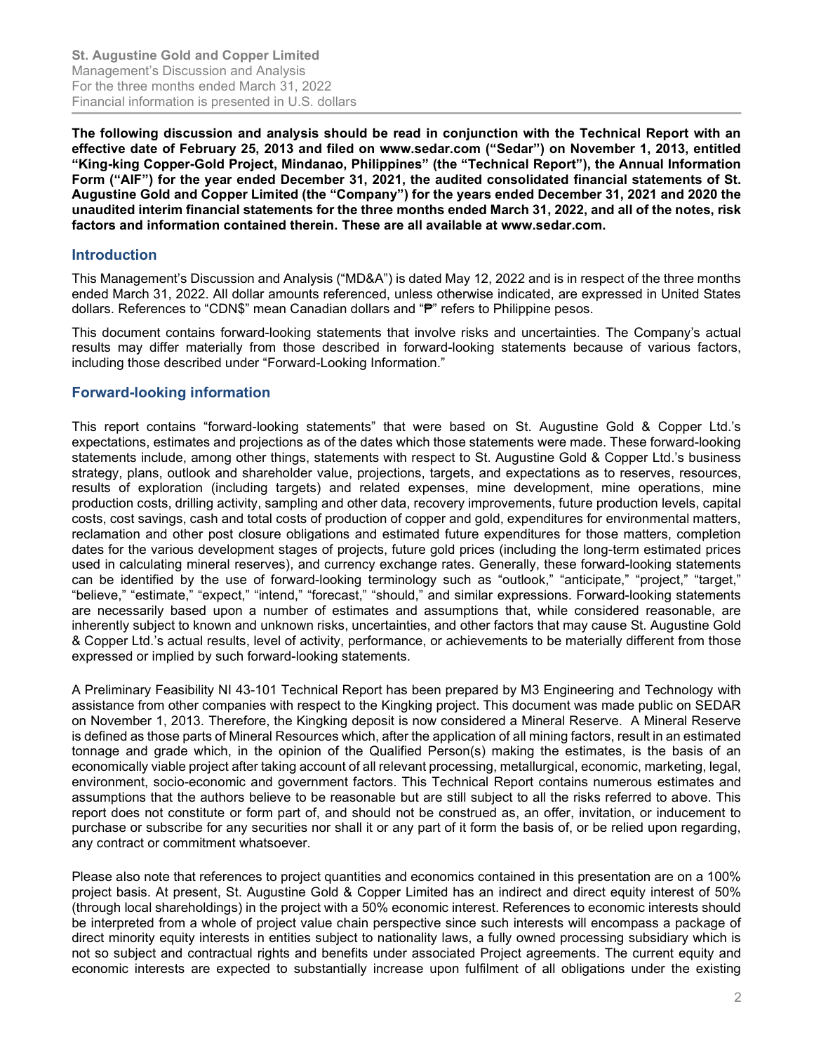**The following discussion and analysis should be read in conjunction with the Technical Report with an effective date of February 25, 2013 and filed on www.sedar.com ("Sedar") on November 1, 2013, entitled "King-king Copper-Gold Project, Mindanao, Philippines" (the "Technical Report"), the Annual Information Form ("AIF") for the year ended December 31, 2021, the audited consolidated financial statements of St. Augustine Gold and Copper Limited (the "Company") for the years ended December 31, 2021 and 2020 the unaudited interim financial statements for the three months ended March 31, 2022, and all of the notes, risk factors and information contained therein. These are all available at www.sedar.com.**

## Introduction

This Management's Discussion and Analysis ("MD&A") is dated May 12, 2022 and is in respect of the three months ended March 31, 2022. All dollar amounts referenced, unless otherwise indicated, are expressed in United States dollars. References to "CDN$" mean Canadian dollars and "₱" refers to Philippine pesos.

This document contains forward-looking statements that involve risks and uncertainties. The Company's actual results may differ materially from those described in forward-looking statements because of various factors, including those described under "Forward-Looking Information."

## Forward-looking information

This report contains "forward-looking statements" that were based on St. Augustine Gold & Copper Ltd.'s expectations, estimates and projections as of the dates which those statements were made. These forward-looking statements include, among other things, statements with respect to St. Augustine Gold & Copper Ltd.'s business strategy, plans, outlook and shareholder value, projections, targets, and expectations as to reserves, resources, results of exploration (including targets) and related expenses, mine development, mine operations, mine production costs, drilling activity, sampling and other data, recovery improvements, future production levels, capital costs, cost savings, cash and total costs of production of copper and gold, expenditures for environmental matters, reclamation and other post closure obligations and estimated future expenditures for those matters, completion dates for the various development stages of projects, future gold prices (including the long-term estimated prices used in calculating mineral reserves), and currency exchange rates. Generally, these forward-looking statements can be identified by the use of forward-looking terminology such as "outlook," "anticipate," "project," "target," "believe," "estimate," "expect," "intend," "forecast," "should," and similar expressions. Forward-looking statements are necessarily based upon a number of estimates and assumptions that, while considered reasonable, are inherently subject to known and unknown risks, uncertainties, and other factors that may cause St. Augustine Gold & Copper Ltd.'s actual results, level of activity, performance, or achievements to be materially different from those expressed or implied by such forward-looking statements.

A Preliminary Feasibility NI 43-101 Technical Report has been prepared by M3 Engineering and Technology with assistance from other companies with respect to the Kingking project. This document was made public on SEDAR on November 1, 2013. Therefore, the Kingking deposit is now considered a Mineral Reserve. A Mineral Reserve is defined as those parts of Mineral Resources which, after the application of all mining factors, result in an estimated tonnage and grade which, in the opinion of the Qualified Person(s) making the estimates, is the basis of an economically viable project after taking account of all relevant processing, metallurgical, economic, marketing, legal, environment, socio-economic and government factors. This Technical Report contains numerous estimates and assumptions that the authors believe to be reasonable but are still subject to all the risks referred to above. This report does not constitute or form part of, and should not be construed as, an offer, invitation, or inducement to purchase or subscribe for any securities nor shall it or any part of it form the basis of, or be relied upon regarding, any contract or commitment whatsoever.

Please also note that references to project quantities and economics contained in this presentation are on a 100% project basis. At present, St. Augustine Gold & Copper Limited has an indirect and direct equity interest of 50% (through local shareholdings) in the project with a 50% economic interest. References to economic interests should be interpreted from a whole of project value chain perspective since such interests will encompass a package of direct minority equity interests in entities subject to nationality laws, a fully owned processing subsidiary which is not so subject and contractual rights and benefits under associated Project agreements. The current equity and economic interests are expected to substantially increase upon fulfilment of all obligations under the existing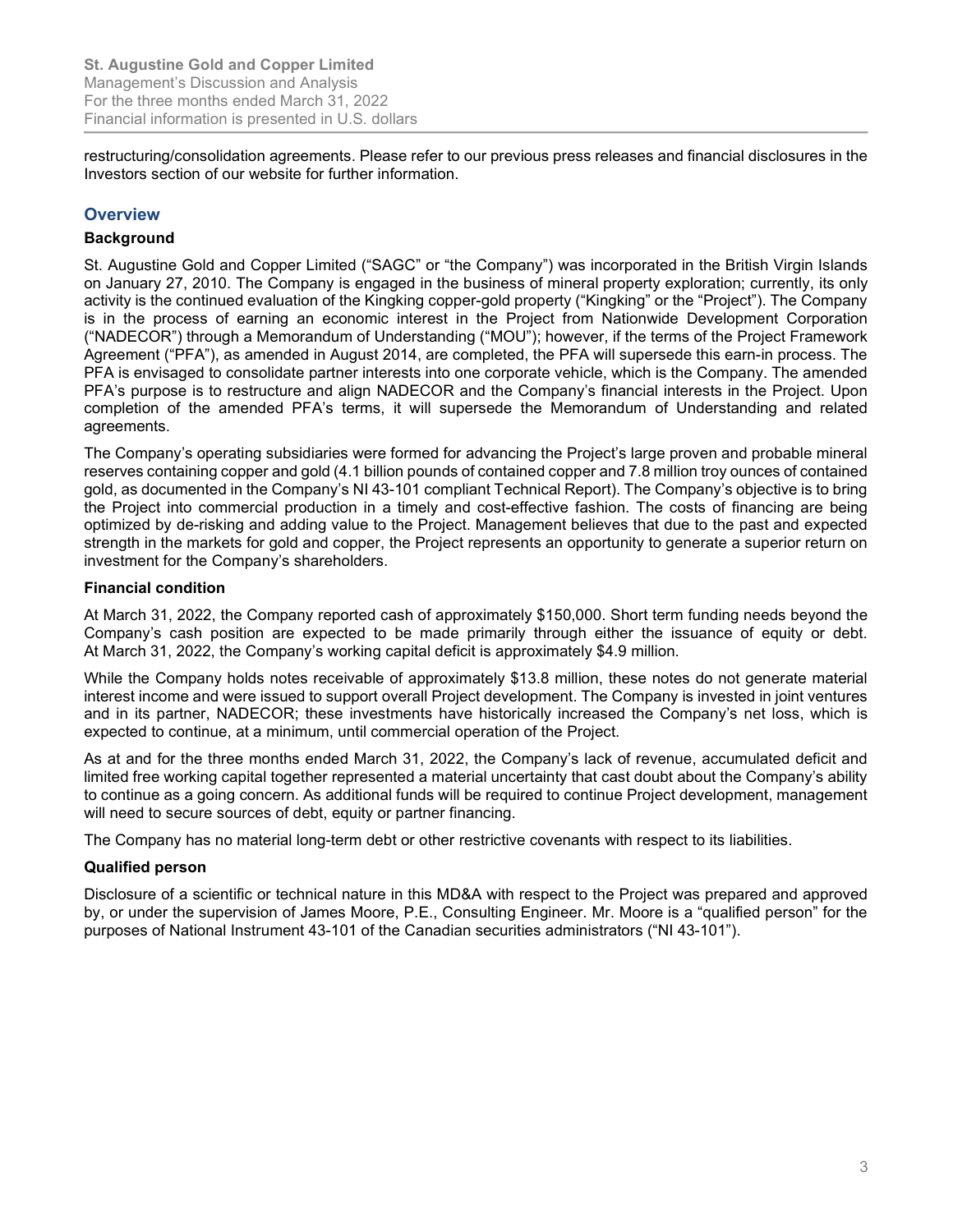restructuring/consolidation agreements. Please refer to our previous press releases and financial disclosures in the Investors section of our website for further information.

## Overview

### Background

St. Augustine Gold and Copper Limited ("SAGC" or "the Company") was incorporated in the British Virgin Islands on January 27, 2010. The Company is engaged in the business of mineral property exploration; currently, its only activity is the continued evaluation of the Kingking copper-gold property ("Kingking" or the "Project"). The Company is in the process of earning an economic interest in the Project from Nationwide Development Corporation ("NADECOR") through a Memorandum of Understanding ("MOU"); however, if the terms of the Project Framework Agreement ("PFA"), as amended in August 2014, are completed, the PFA will supersede this earn-in process. The PFA is envisaged to consolidate partner interests into one corporate vehicle, which is the Company. The amended PFA's purpose is to restructure and align NADECOR and the Company's financial interests in the Project. Upon completion of the amended PFA's terms, it will supersede the Memorandum of Understanding and related agreements.

The Company's operating subsidiaries were formed for advancing the Project's large proven and probable mineral reserves containing copper and gold (4.1 billion pounds of contained copper and 7.8 million troy ounces of contained gold, as documented in the Company's NI 43-101 compliant Technical Report). The Company's objective is to bring the Project into commercial production in a timely and cost-effective fashion. The costs of financing are being optimized by de-risking and adding value to the Project. Management believes that due to the past and expected strength in the markets for gold and copper, the Project represents an opportunity to generate a superior return on investment for the Company's shareholders.

### Financial condition

At March 31, 2022, the Company reported cash of approximately $150,000. Short term funding needs beyond the Company's cash position are expected to be made primarily through either the issuance of equity or debt. At March 31, 2022, the Company's working capital deficit is approximately $4.9 million.

While the Company holds notes receivable of approximately $13.8 million, these notes do not generate material interest income and were issued to support overall Project development. The Company is invested in joint ventures and in its partner, NADECOR; these investments have historically increased the Company's net loss, which is expected to continue, at a minimum, until commercial operation of the Project.

As at and for the three months ended March 31, 2022, the Company's lack of revenue, accumulated deficit and limited free working capital together represented a material uncertainty that cast doubt about the Company's ability to continue as a going concern. As additional funds will be required to continue Project development, management will need to secure sources of debt, equity or partner financing.

The Company has no material long-term debt or other restrictive covenants with respect to its liabilities.

### Qualified person

Disclosure of a scientific or technical nature in this MD&A with respect to the Project was prepared and approved by, or under the supervision of James Moore, P.E., Consulting Engineer. Mr. Moore is a "qualified person" for the purposes of National Instrument 43-101 of the Canadian securities administrators ("NI 43-101").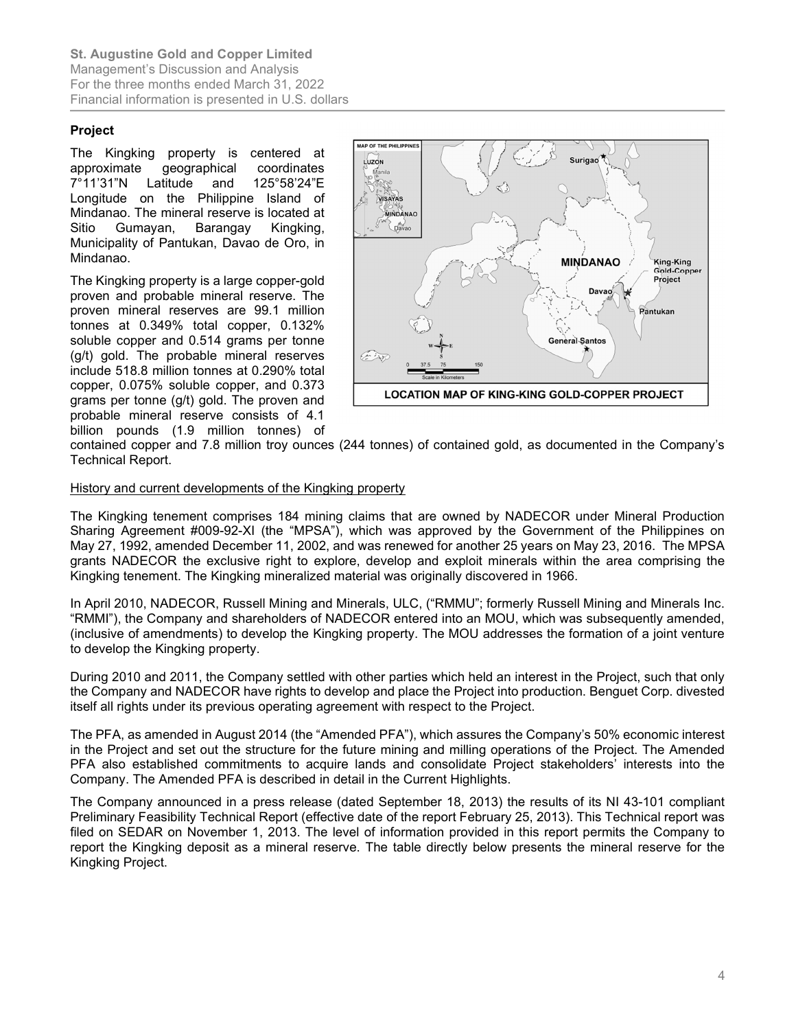## Project

The Kingking property is centered at approximate geographical coordinates 7°11'31"N Latitude and 125°58'24"E Longitude on the Philippine Island of Mindanao. The mineral reserve is located at Sitio Gumayan, Barangay Kingking, Municipality of Pantukan, Davao de Oro, in Mindanao.

The Kingking property is a large copper-gold proven and probable mineral reserve. The proven mineral reserves are 99.1 million tonnes at 0.349% total copper, 0.132% soluble copper and 0.514 grams per tonne (g/t) gold. The probable mineral reserves include 518.8 million tonnes at 0.290% total copper, 0.075% soluble copper, and 0.373 grams per tonne (g/t) gold. The proven and probable mineral reserve consists of 4.1 billion pounds (1.9 million tonnes) of contained copper and 7.8 million troy ounces (244 tonnes) of contained gold, as documented in the Company's Technical Report.

LOCATION MAP OF KING-KING GOLD-COPPER PROJECT

History and current developments of the Kingking property

The Kingking tenement comprises 184 mining claims that are owned by NADECOR under Mineral Production Sharing Agreement #009-92-XI (the "MPSA"), which was approved by the Government of the Philippines on May 27, 1992, amended December 11, 2002, and was renewed for another 25 years on May 23, 2016. The MPSA grants NADECOR the exclusive right to explore, develop and exploit minerals within the area comprising the Kingking tenement. The Kingking mineralized material was originally discovered in 1966.

In April 2010, NADECOR, Russell Mining and Minerals, ULC, ("RMMU"; formerly Russell Mining and Minerals Inc. "RMMI"), the Company and shareholders of NADECOR entered into an MOU, which was subsequently amended, (inclusive of amendments) to develop the Kingking property. The MOU addresses the formation of a joint venture to develop the Kingking property.

During 2010 and 2011, the Company settled with other parties which held an interest in the Project, such that only the Company and NADECOR have rights to develop and place the Project into production. Benguet Corp. divested itself all rights under its previous operating agreement with respect to the Project.

The PFA, as amended in August 2014 (the "Amended PFA"), which assures the Company's 50% economic interest in the Project and set out the structure for the future mining and milling operations of the Project. The Amended PFA also established commitments to acquire lands and consolidate Project stakeholders' interests into the Company. The Amended PFA is described in detail in the Current Highlights.

The Company announced in a press release (dated September 18, 2013) the results of its NI 43-101 compliant Preliminary Feasibility Technical Report (effective date of the report February 25, 2013). This Technical report was filed on SEDAR on November 1, 2013. The level of information provided in this report permits the Company to report the Kingking deposit as a mineral reserve. The table directly below presents the mineral reserve for the Kingking Project.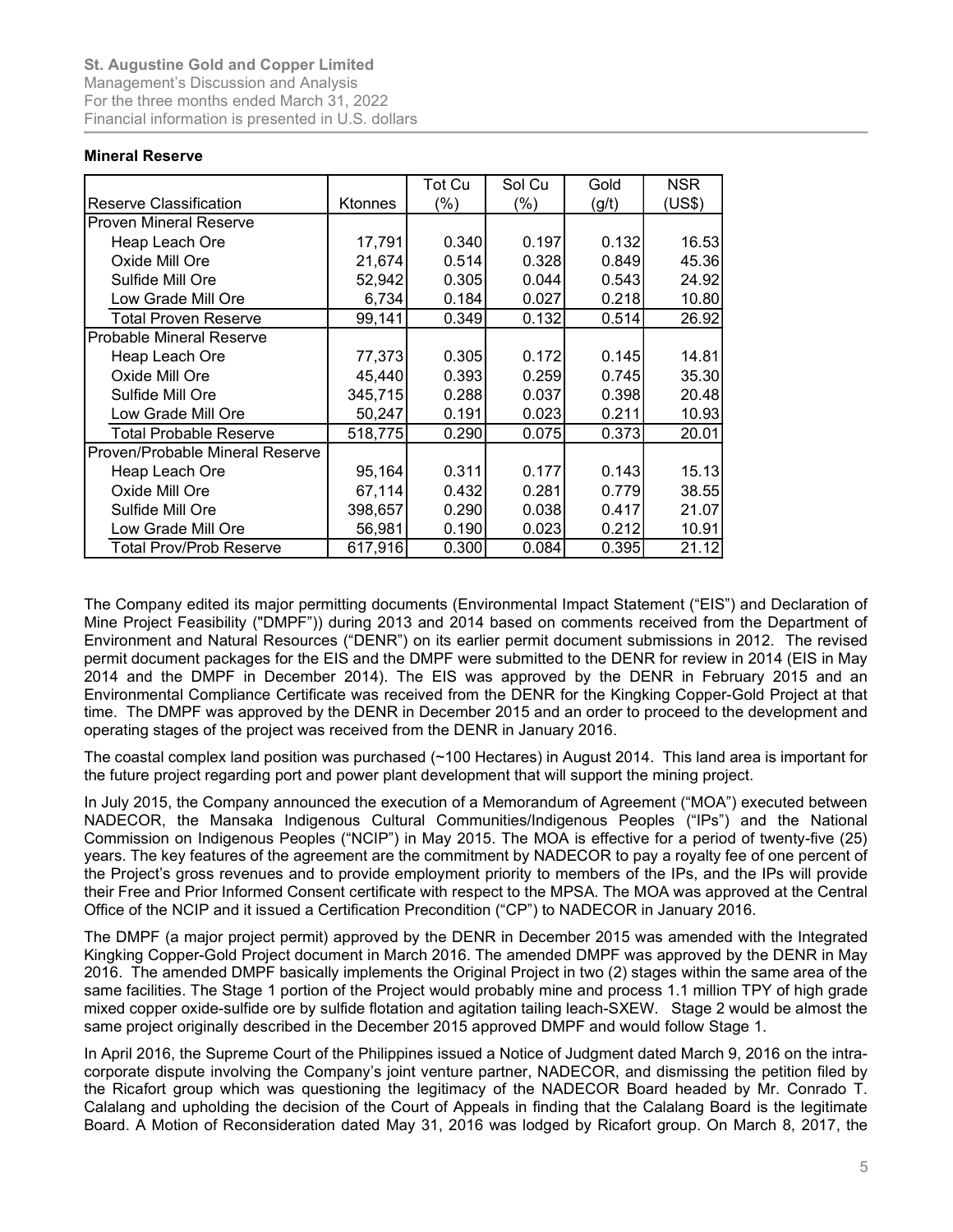**Mineral Reserve**

| Reserve Classification | Ktonnes | Tot Cu (%) | Sol Cu (%) | Gold (g/t) | NSR (US$) |
|---|---|---|---|---|---|
| Proven Mineral Reserve | | | | | |
| Heap Leach Ore | 17,791 | 0.340 | 0.197 | 0.132 | 16.53 |
| Oxide Mill Ore | 21,674 | 0.514 | 0.328 | 0.849 | 45.36 |
| Sulfide Mill Ore | 52,942 | 0.305 | 0.044 | 0.543 | 24.92 |
| Low Grade Mill Ore | 6,734 | 0.184 | 0.027 | 0.218 | 10.80 |
| Total Proven Reserve | 99,141 | 0.349 | 0.132 | 0.514 | 26.92 |
| Probable Mineral Reserve | | | | | |
| Heap Leach Ore | 77,373 | 0.305 | 0.172 | 0.145 | 14.81 |
| Oxide Mill Ore | 45,440 | 0.393 | 0.259 | 0.745 | 35.30 |
| Sulfide Mill Ore | 345,715 | 0.288 | 0.037 | 0.398 | 20.48 |
| Low Grade Mill Ore | 50,247 | 0.191 | 0.023 | 0.211 | 10.93 |
| Total Probable Reserve | 518,775 | 0.290 | 0.075 | 0.373 | 20.01 |
| Proven/Probable Mineral Reserve | | | | | |
| Heap Leach Ore | 95,164 | 0.311 | 0.177 | 0.143 | 15.13 |
| Oxide Mill Ore | 67,114 | 0.432 | 0.281 | 0.779 | 38.55 |
| Sulfide Mill Ore | 398,657 | 0.290 | 0.038 | 0.417 | 21.07 |
| Low Grade Mill Ore | 56,981 | 0.190 | 0.023 | 0.212 | 10.91 |
| Total Prov/Prob Reserve | 617,916 | 0.300 | 0.084 | 0.395 | 21.12 |

The Company edited its major permitting documents (Environmental Impact Statement ("EIS") and Declaration of Mine Project Feasibility ("DMPF")) during 2013 and 2014 based on comments received from the Department of Environment and Natural Resources ("DENR") on its earlier permit document submissions in 2012. The revised permit document packages for the EIS and the DMPF were submitted to the DENR for review in 2014 (EIS in May 2014 and the DMPF in December 2014). The EIS was approved by the DENR in February 2015 and an Environmental Compliance Certificate was received from the DENR for the Kingking Copper-Gold Project at that time. The DMPF was approved by the DENR in December 2015 and an order to proceed to the development and operating stages of the project was received from the DENR in January 2016.

The coastal complex land position was purchased (~100 Hectares) in August 2014. This land area is important for the future project regarding port and power plant development that will support the mining project.

In July 2015, the Company announced the execution of a Memorandum of Agreement ("MOA") executed between NADECOR, the Mansaka Indigenous Cultural Communities/Indigenous Peoples ("IPs") and the National Commission on Indigenous Peoples ("NCIP") in May 2015. The MOA is effective for a period of twenty-five (25) years. The key features of the agreement are the commitment by NADECOR to pay a royalty fee of one percent of the Project's gross revenues and to provide employment priority to members of the IPs, and the IPs will provide their Free and Prior Informed Consent certificate with respect to the MPSA. The MOA was approved at the Central Office of the NCIP and it issued a Certification Precondition ("CP") to NADECOR in January 2016.

The DMPF (a major project permit) approved by the DENR in December 2015 was amended with the Integrated Kingking Copper-Gold Project document in March 2016. The amended DMPF was approved by the DENR in May 2016. The amended DMPF basically implements the Original Project in two (2) stages within the same area of the same facilities. The Stage 1 portion of the Project would probably mine and process 1.1 million TPY of high grade mixed copper oxide-sulfide ore by sulfide flotation and agitation tailing leach-SXEW. Stage 2 would be almost the same project originally described in the December 2015 approved DMPF and would follow Stage 1.

In April 2016, the Supreme Court of the Philippines issued a Notice of Judgment dated March 9, 2016 on the intra-corporate dispute involving the Company's joint venture partner, NADECOR, and dismissing the petition filed by the Ricafort group which was questioning the legitimacy of the NADECOR Board headed by Mr. Conrado T. Calalang and upholding the decision of the Court of Appeals in finding that the Calalang Board is the legitimate Board. A Motion of Reconsideration dated May 31, 2016 was lodged by Ricafort group. On March 8, 2017, the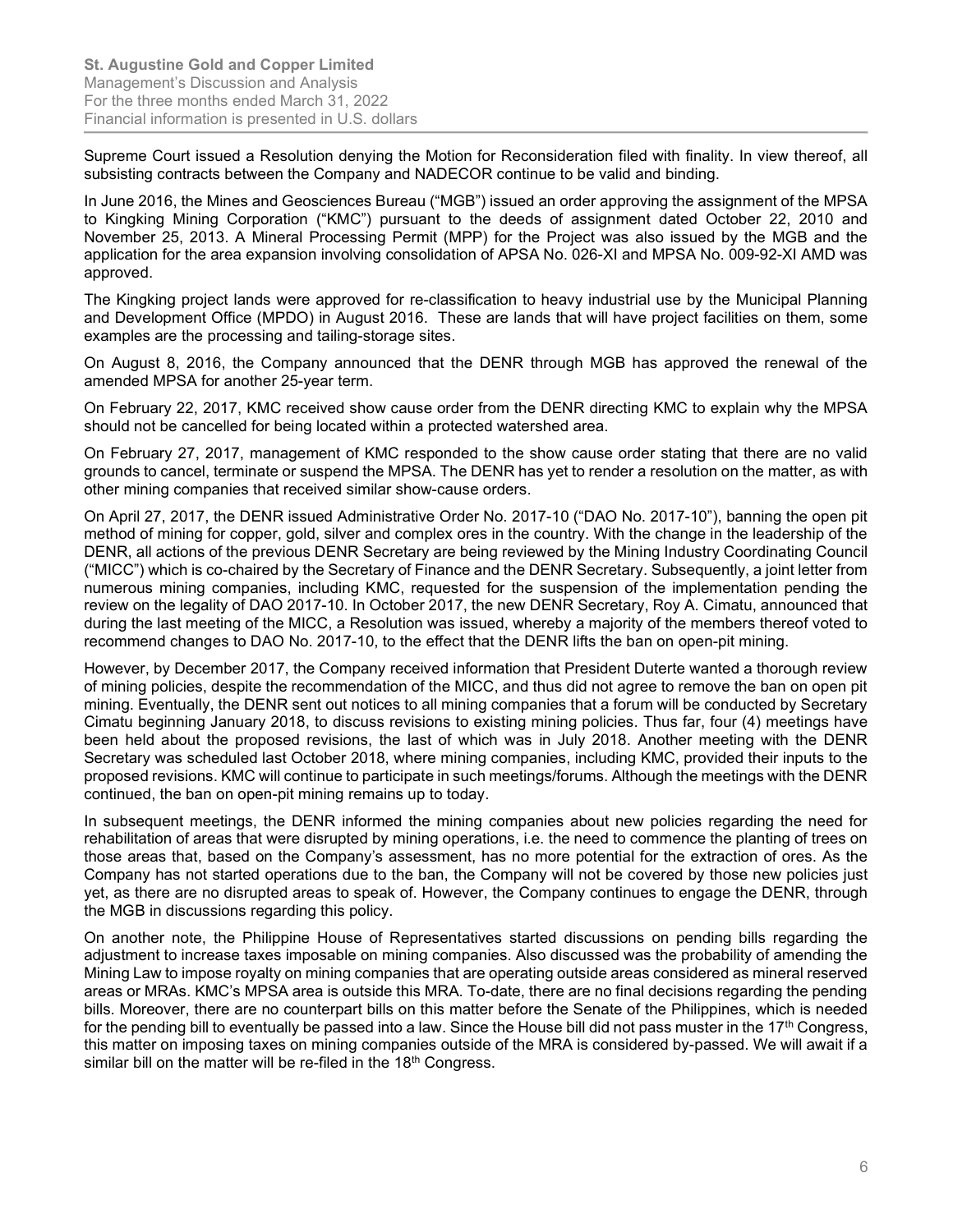Supreme Court issued a Resolution denying the Motion for Reconsideration filed with finality. In view thereof, all subsisting contracts between the Company and NADECOR continue to be valid and binding.

In June 2016, the Mines and Geosciences Bureau ("MGB") issued an order approving the assignment of the MPSA to Kingking Mining Corporation ("KMC") pursuant to the deeds of assignment dated October 22, 2010 and November 25, 2013. A Mineral Processing Permit (MPP) for the Project was also issued by the MGB and the application for the area expansion involving consolidation of APSA No. 026-XI and MPSA No. 009-92-XI AMD was approved.

The Kingking project lands were approved for re-classification to heavy industrial use by the Municipal Planning and Development Office (MPDO) in August 2016. These are lands that will have project facilities on them, some examples are the processing and tailing-storage sites.

On August 8, 2016, the Company announced that the DENR through MGB has approved the renewal of the amended MPSA for another 25-year term.

On February 22, 2017, KMC received show cause order from the DENR directing KMC to explain why the MPSA should not be cancelled for being located within a protected watershed area.

On February 27, 2017, management of KMC responded to the show cause order stating that there are no valid grounds to cancel, terminate or suspend the MPSA. The DENR has yet to render a resolution on the matter, as with other mining companies that received similar show-cause orders.

On April 27, 2017, the DENR issued Administrative Order No. 2017-10 ("DAO No. 2017-10"), banning the open pit method of mining for copper, gold, silver and complex ores in the country. With the change in the leadership of the DENR, all actions of the previous DENR Secretary are being reviewed by the Mining Industry Coordinating Council ("MICC") which is co-chaired by the Secretary of Finance and the DENR Secretary. Subsequently, a joint letter from numerous mining companies, including KMC, requested for the suspension of the implementation pending the review on the legality of DAO 2017-10. In October 2017, the new DENR Secretary, Roy A. Cimatu, announced that during the last meeting of the MICC, a Resolution was issued, whereby a majority of the members thereof voted to recommend changes to DAO No. 2017-10, to the effect that the DENR lifts the ban on open-pit mining.

However, by December 2017, the Company received information that President Duterte wanted a thorough review of mining policies, despite the recommendation of the MICC, and thus did not agree to remove the ban on open pit mining. Eventually, the DENR sent out notices to all mining companies that a forum will be conducted by Secretary Cimatu beginning January 2018, to discuss revisions to existing mining policies. Thus far, four (4) meetings have been held about the proposed revisions, the last of which was in July 2018. Another meeting with the DENR Secretary was scheduled last October 2018, where mining companies, including KMC, provided their inputs to the proposed revisions. KMC will continue to participate in such meetings/forums. Although the meetings with the DENR continued, the ban on open-pit mining remains up to today.

In subsequent meetings, the DENR informed the mining companies about new policies regarding the need for rehabilitation of areas that were disrupted by mining operations, i.e. the need to commence the planting of trees on those areas that, based on the Company's assessment, has no more potential for the extraction of ores. As the Company has not started operations due to the ban, the Company will not be covered by those new policies just yet, as there are no disrupted areas to speak of. However, the Company continues to engage the DENR, through the MGB in discussions regarding this policy.

On another note, the Philippine House of Representatives started discussions on pending bills regarding the adjustment to increase taxes imposable on mining companies. Also discussed was the probability of amending the Mining Law to impose royalty on mining companies that are operating outside areas considered as mineral reserved areas or MRAs. KMC's MPSA area is outside this MRA. To-date, there are no final decisions regarding the pending bills. Moreover, there are no counterpart bills on this matter before the Senate of the Philippines, which is needed for the pending bill to eventually be passed into a law. Since the House bill did not pass muster in the 17th Congress, this matter on imposing taxes on mining companies outside of the MRA is considered by-passed. We will await if a similar bill on the matter will be re-filed in the 18th Congress.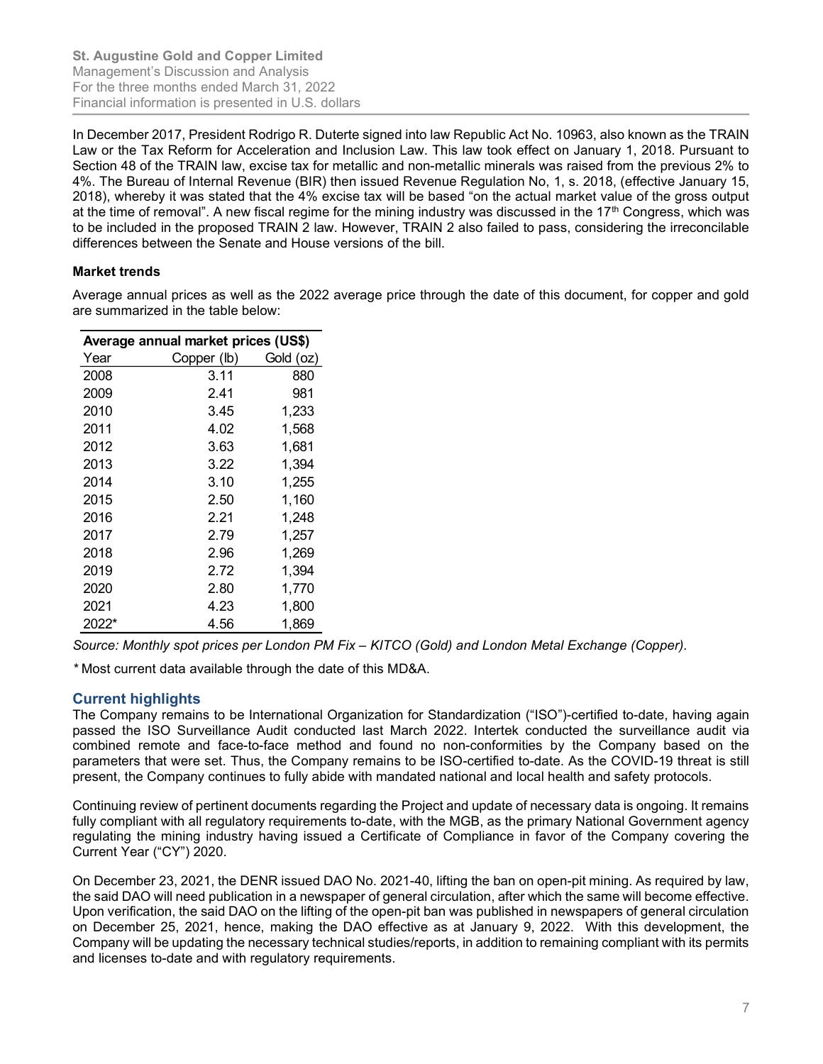In December 2017, President Rodrigo R. Duterte signed into law Republic Act No. 10963, also known as the TRAIN Law or the Tax Reform for Acceleration and Inclusion Law. This law took effect on January 1, 2018. Pursuant to Section 48 of the TRAIN law, excise tax for metallic and non-metallic minerals was raised from the previous 2% to 4%. The Bureau of Internal Revenue (BIR) then issued Revenue Regulation No, 1, s. 2018, (effective January 15, 2018), whereby it was stated that the 4% excise tax will be based "on the actual market value of the gross output at the time of removal". A new fiscal regime for the mining industry was discussed in the 17th Congress, which was to be included in the proposed TRAIN 2 law. However, TRAIN 2 also failed to pass, considering the irreconcilable differences between the Senate and House versions of the bill.

**Market trends**

Average annual prices as well as the 2022 average price through the date of this document, for copper and gold are summarized in the table below:

| Average annual market prices (US$) | | |
|---|---|---|
| Year | Copper (lb) | Gold (oz) |
| 2008 | 3.11 | 880 |
| 2009 | 2.41 | 981 |
| 2010 | 3.45 | 1,233 |
| 2011 | 4.02 | 1,568 |
| 2012 | 3.63 | 1,681 |
| 2013 | 3.22 | 1,394 |
| 2014 | 3.10 | 1,255 |
| 2015 | 2.50 | 1,160 |
| 2016 | 2.21 | 1,248 |
| 2017 | 2.79 | 1,257 |
| 2018 | 2.96 | 1,269 |
| 2019 | 2.72 | 1,394 |
| 2020 | 2.80 | 1,770 |
| 2021 | 4.23 | 1,800 |
| 2022* | 4.56 | 1,869 |

*Source: Monthly spot prices per London PM Fix – KITCO (Gold) and London Metal Exchange (Copper).*

\* Most current data available through the date of this MD&A.

## Current highlights

The Company remains to be International Organization for Standardization ("ISO")-certified to-date, having again passed the ISO Surveillance Audit conducted last March 2022. Intertek conducted the surveillance audit via combined remote and face-to-face method and found no non-conformities by the Company based on the parameters that were set. Thus, the Company remains to be ISO-certified to-date. As the COVID-19 threat is still present, the Company continues to fully abide with mandated national and local health and safety protocols.

Continuing review of pertinent documents regarding the Project and update of necessary data is ongoing. It remains fully compliant with all regulatory requirements to-date, with the MGB, as the primary National Government agency regulating the mining industry having issued a Certificate of Compliance in favor of the Company covering the Current Year ("CY") 2020.

On December 23, 2021, the DENR issued DAO No. 2021-40, lifting the ban on open-pit mining. As required by law, the said DAO will need publication in a newspaper of general circulation, after which the same will become effective. Upon verification, the said DAO on the lifting of the open-pit ban was published in newspapers of general circulation on December 25, 2021, hence, making the DAO effective as at January 9, 2022. With this development, the Company will be updating the necessary technical studies/reports, in addition to remaining compliant with its permits and licenses to-date and with regulatory requirements.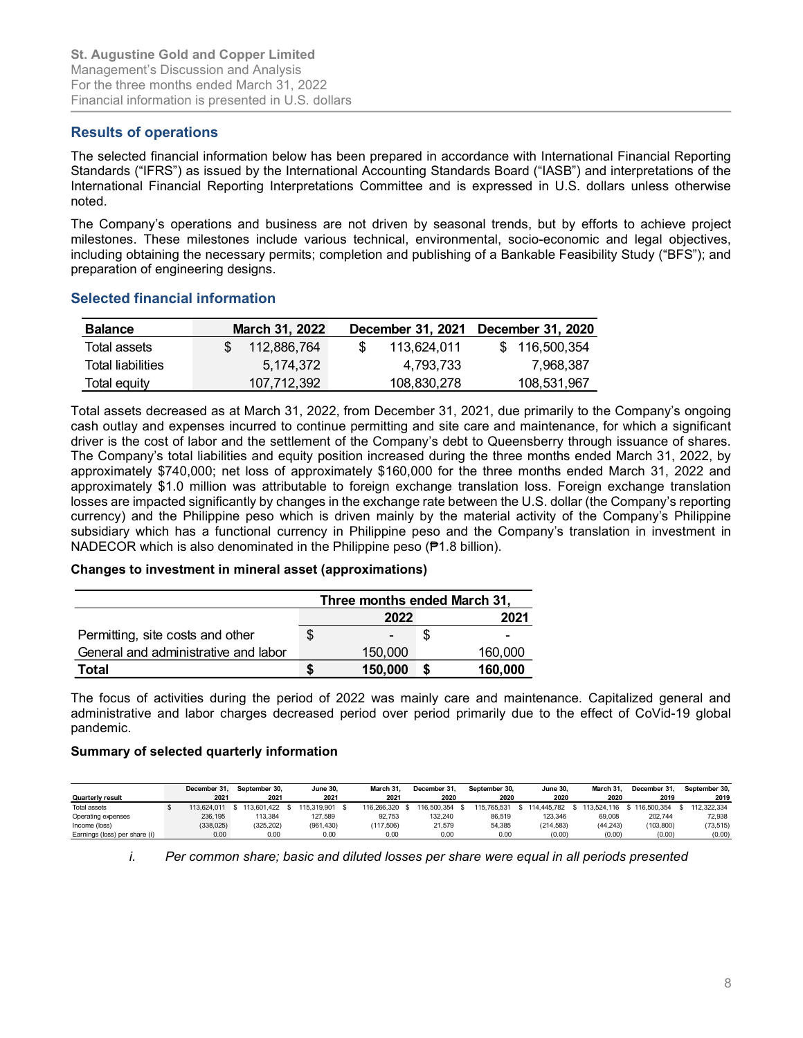## Results of operations

The selected financial information below has been prepared in accordance with International Financial Reporting Standards ("IFRS") as issued by the International Accounting Standards Board ("IASB") and interpretations of the International Financial Reporting Interpretations Committee and is expressed in U.S. dollars unless otherwise noted.

The Company's operations and business are not driven by seasonal trends, but by efforts to achieve project milestones. These milestones include various technical, environmental, socio-economic and legal objectives, including obtaining the necessary permits; completion and publishing of a Bankable Feasibility Study ("BFS"); and preparation of engineering designs.

## Selected financial information

| Balance | March 31, 2022 | December 31, 2021 | December 31, 2020 |
|---|---|---|---|
| Total assets | $ 112,886,764 | $ 113,624,011 | $ 116,500,354 |
| Total liabilities | 5,174,372 | 4,793,733 | 7,968,387 |
| Total equity | 107,712,392 | 108,830,278 | 108,531,967 |

Total assets decreased as at March 31, 2022, from December 31, 2021, due primarily to the Company's ongoing cash outlay and expenses incurred to continue permitting and site care and maintenance, for which a significant driver is the cost of labor and the settlement of the Company's debt to Queensberry through issuance of shares. The Company's total liabilities and equity position increased during the three months ended March 31, 2022, by approximately $740,000; net loss of approximately $160,000 for the three months ended March 31, 2022 and approximately $1.0 million was attributable to foreign exchange translation loss. Foreign exchange translation losses are impacted significantly by changes in the exchange rate between the U.S. dollar (the Company's reporting currency) and the Philippine peso which is driven mainly by the material activity of the Company's Philippine subsidiary which has a functional currency in Philippine peso and the Company's translation in investment in NADECOR which is also denominated in the Philippine peso (₱1.8 billion).

**Changes to investment in mineral asset (approximations)**

| | Three months ended March 31, | |
|---|---|---|
| | 2022 | 2021 |
| Permitting, site costs and other | $ - | $ - |
| General and administrative and labor | 150,000 | 160,000 |
| **Total** | **$ 150,000** | **$ 160,000** |

The focus of activities during the period of 2022 was mainly care and maintenance. Capitalized general and administrative and labor charges decreased period over period primarily due to the effect of CoVid-19 global pandemic.

**Summary of selected quarterly information**

| Quarterly result | December 31, 2021 | September 30, 2021 | June 30, 2021 | March 31, 2021 | December 31, 2020 | September 30, 2020 | June 30, 2020 | March 31, 2020 | December 31, 2019 | September 30, 2019 |
|---|---|---|---|---|---|---|---|---|---|---|
| Total assets | $ 113,624,011 | $ 113,601,422 | $ 115,319,901 | $ 116,266,320 | $ 116,500,354 | $ 115,765,531 | $ 114,445,782 | $ 113,524,116 | $ 116,500,354 | $ 112,322,334 |
| Operating expenses | 236,195 | 113,384 | 127,589 | 92,753 | 132,240 | 86,519 | 123,346 | 69,008 | 202,744 | 72,938 |
| Income (loss) | (338,025) | (325,202) | (961,430) | (117,506) | 21,579 | 54,385 | (214,583) | (44,243) | (103,800) | (73,515) |
| Earnings (loss) per share (i) | 0.00 | 0.00 | 0.00 | 0.00 | 0.00 | 0.00 | (0.00) | (0.00) | (0.00) | (0.00) |

i. *Per common share; basic and diluted losses per share were equal in all periods presented*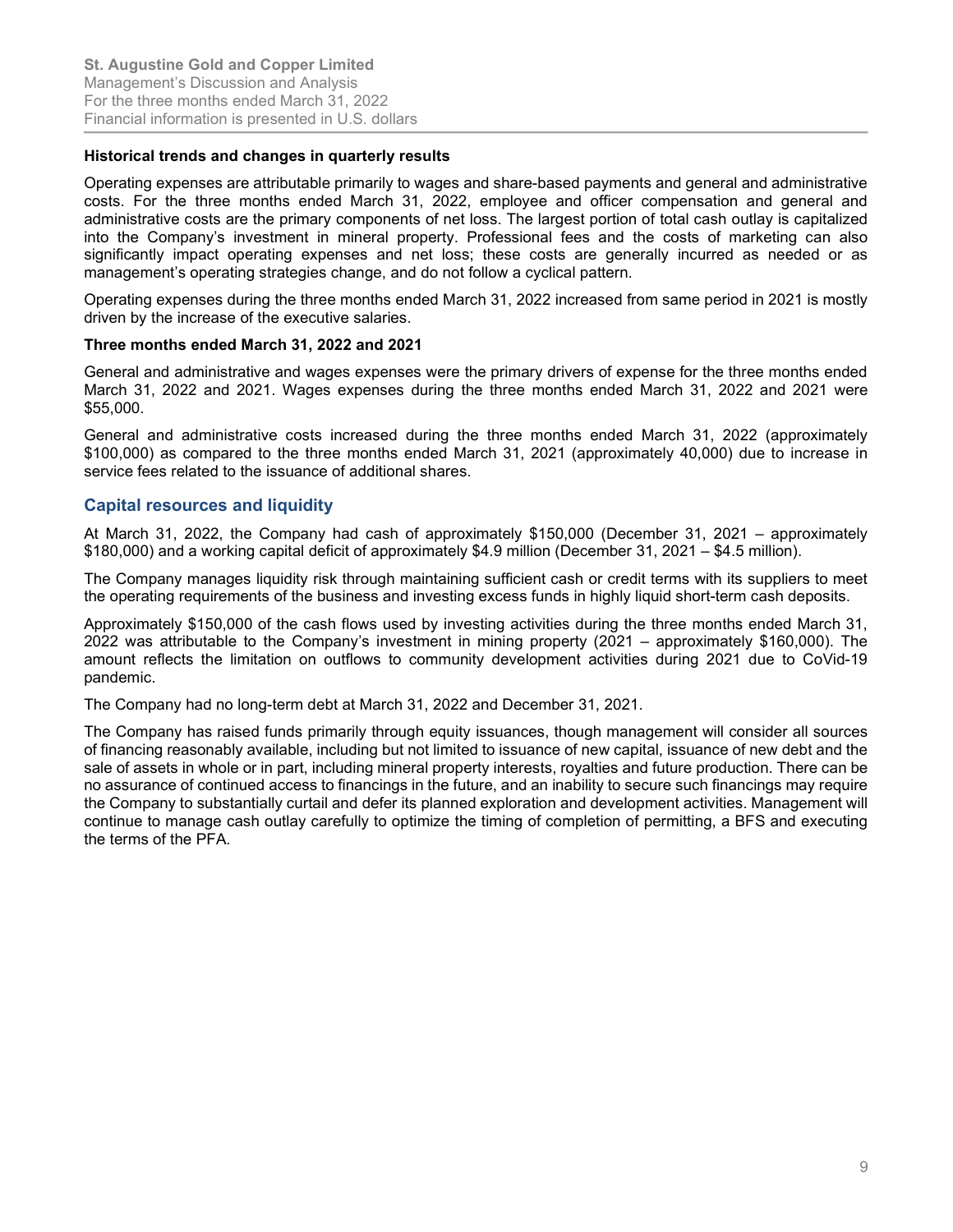**Historical trends and changes in quarterly results**

Operating expenses are attributable primarily to wages and share-based payments and general and administrative costs. For the three months ended March 31, 2022, employee and officer compensation and general and administrative costs are the primary components of net loss. The largest portion of total cash outlay is capitalized into the Company's investment in mineral property. Professional fees and the costs of marketing can also significantly impact operating expenses and net loss; these costs are generally incurred as needed or as management's operating strategies change, and do not follow a cyclical pattern.

Operating expenses during the three months ended March 31, 2022 increased from same period in 2021 is mostly driven by the increase of the executive salaries.

**Three months ended March 31, 2022 and 2021**

General and administrative and wages expenses were the primary drivers of expense for the three months ended March 31, 2022 and 2021. Wages expenses during the three months ended March 31, 2022 and 2021 were $55,000.

General and administrative costs increased during the three months ended March 31, 2022 (approximately $100,000) as compared to the three months ended March 31, 2021 (approximately 40,000) due to increase in service fees related to the issuance of additional shares.

## Capital resources and liquidity

At March 31, 2022, the Company had cash of approximately $150,000 (December 31, 2021 – approximately $180,000) and a working capital deficit of approximately $4.9 million (December 31, 2021 – $4.5 million).

The Company manages liquidity risk through maintaining sufficient cash or credit terms with its suppliers to meet the operating requirements of the business and investing excess funds in highly liquid short-term cash deposits.

Approximately $150,000 of the cash flows used by investing activities during the three months ended March 31, 2022 was attributable to the Company's investment in mining property (2021 – approximately $160,000). The amount reflects the limitation on outflows to community development activities during 2021 due to CoVid-19 pandemic.

The Company had no long-term debt at March 31, 2022 and December 31, 2021.

The Company has raised funds primarily through equity issuances, though management will consider all sources of financing reasonably available, including but not limited to issuance of new capital, issuance of new debt and the sale of assets in whole or in part, including mineral property interests, royalties and future production. There can be no assurance of continued access to financings in the future, and an inability to secure such financings may require the Company to substantially curtail and defer its planned exploration and development activities. Management will continue to manage cash outlay carefully to optimize the timing of completion of permitting, a BFS and executing the terms of the PFA.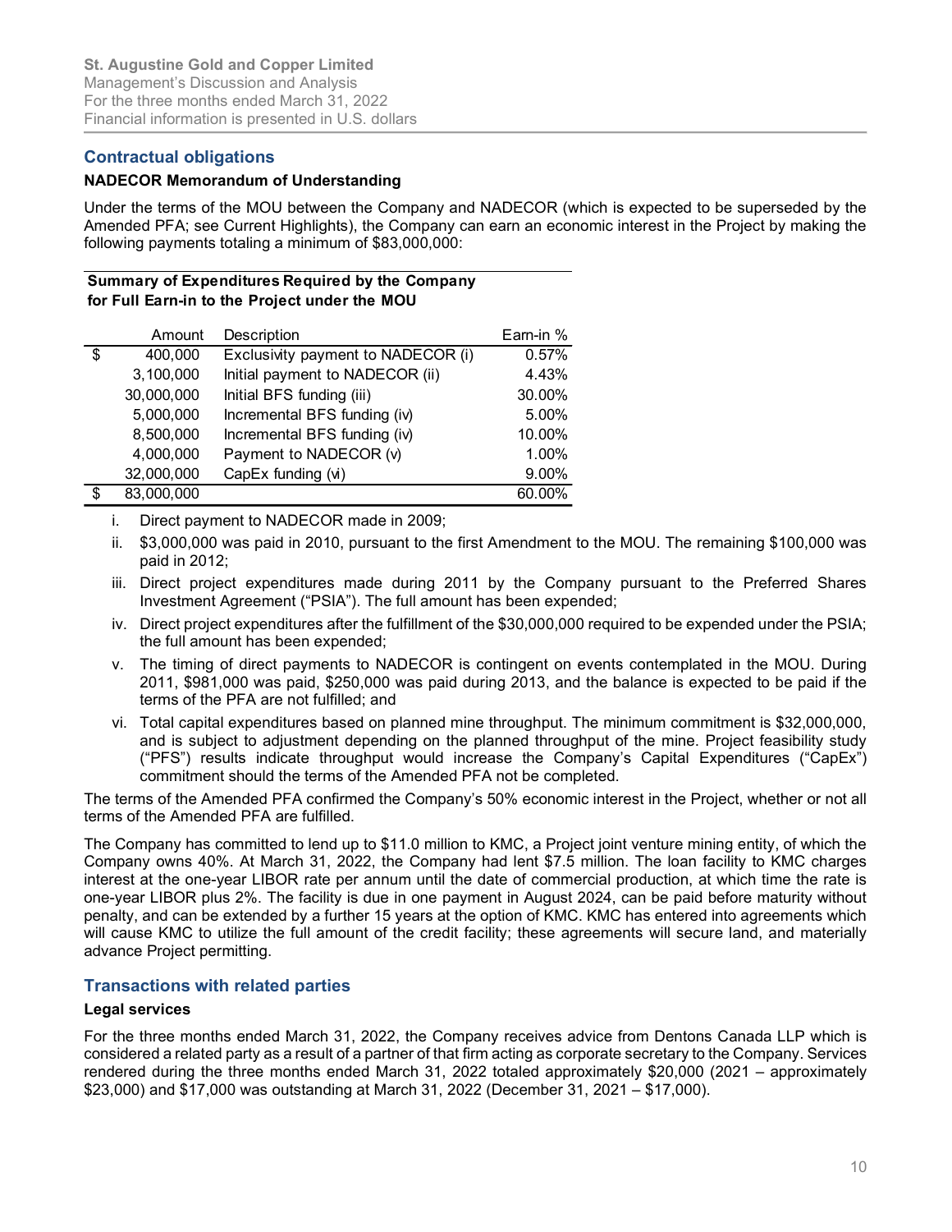## Contractual obligations

### NADECOR Memorandum of Understanding

Under the terms of the MOU between the Company and NADECOR (which is expected to be superseded by the Amended PFA; see Current Highlights), the Company can earn an economic interest in the Project by making the following payments totaling a minimum of $83,000,000:

**Summary of Expenditures Required by the Company for Full Earn-in to the Project under the MOU**

| | Amount | Description | Earn-in % |
|---|---|---|---|
| $ | 400,000 | Exclusivity payment to NADECOR (i) | 0.57% |
| | 3,100,000 | Initial payment to NADECOR (ii) | 4.43% |
| | 30,000,000 | Initial BFS funding (iii) | 30.00% |
| | 5,000,000 | Incremental BFS funding (iv) | 5.00% |
| | 8,500,000 | Incremental BFS funding (iv) | 10.00% |
| | 4,000,000 | Payment to NADECOR (v) | 1.00% |
| | 32,000,000 | CapEx funding (vi) | 9.00% |
| $ | 83,000,000 | | 60.00% |

i. Direct payment to NADECOR made in 2009;

ii. $3,000,000 was paid in 2010, pursuant to the first Amendment to the MOU. The remaining $100,000 was paid in 2012;

iii. Direct project expenditures made during 2011 by the Company pursuant to the Preferred Shares Investment Agreement ("PSIA"). The full amount has been expended;

iv. Direct project expenditures after the fulfillment of the $30,000,000 required to be expended under the PSIA; the full amount has been expended;

v. The timing of direct payments to NADECOR is contingent on events contemplated in the MOU. During 2011, $981,000 was paid, $250,000 was paid during 2013, and the balance is expected to be paid if the terms of the PFA are not fulfilled; and

vi. Total capital expenditures based on planned mine throughput. The minimum commitment is $32,000,000, and is subject to adjustment depending on the planned throughput of the mine. Project feasibility study ("PFS") results indicate throughput would increase the Company's Capital Expenditures ("CapEx") commitment should the terms of the Amended PFA not be completed.

The terms of the Amended PFA confirmed the Company's 50% economic interest in the Project, whether or not all terms of the Amended PFA are fulfilled.

The Company has committed to lend up to $11.0 million to KMC, a Project joint venture mining entity, of which the Company owns 40%. At March 31, 2022, the Company had lent $7.5 million. The loan facility to KMC charges interest at the one-year LIBOR rate per annum until the date of commercial production, at which time the rate is one-year LIBOR plus 2%. The facility is due in one payment in August 2024, can be paid before maturity without penalty, and can be extended by a further 15 years at the option of KMC. KMC has entered into agreements which will cause KMC to utilize the full amount of the credit facility; these agreements will secure land, and materially advance Project permitting.

## Transactions with related parties

### Legal services

For the three months ended March 31, 2022, the Company receives advice from Dentons Canada LLP which is considered a related party as a result of a partner of that firm acting as corporate secretary to the Company. Services rendered during the three months ended March 31, 2022 totaled approximately $20,000 (2021 – approximately $23,000) and $17,000 was outstanding at March 31, 2022 (December 31, 2021 – $17,000).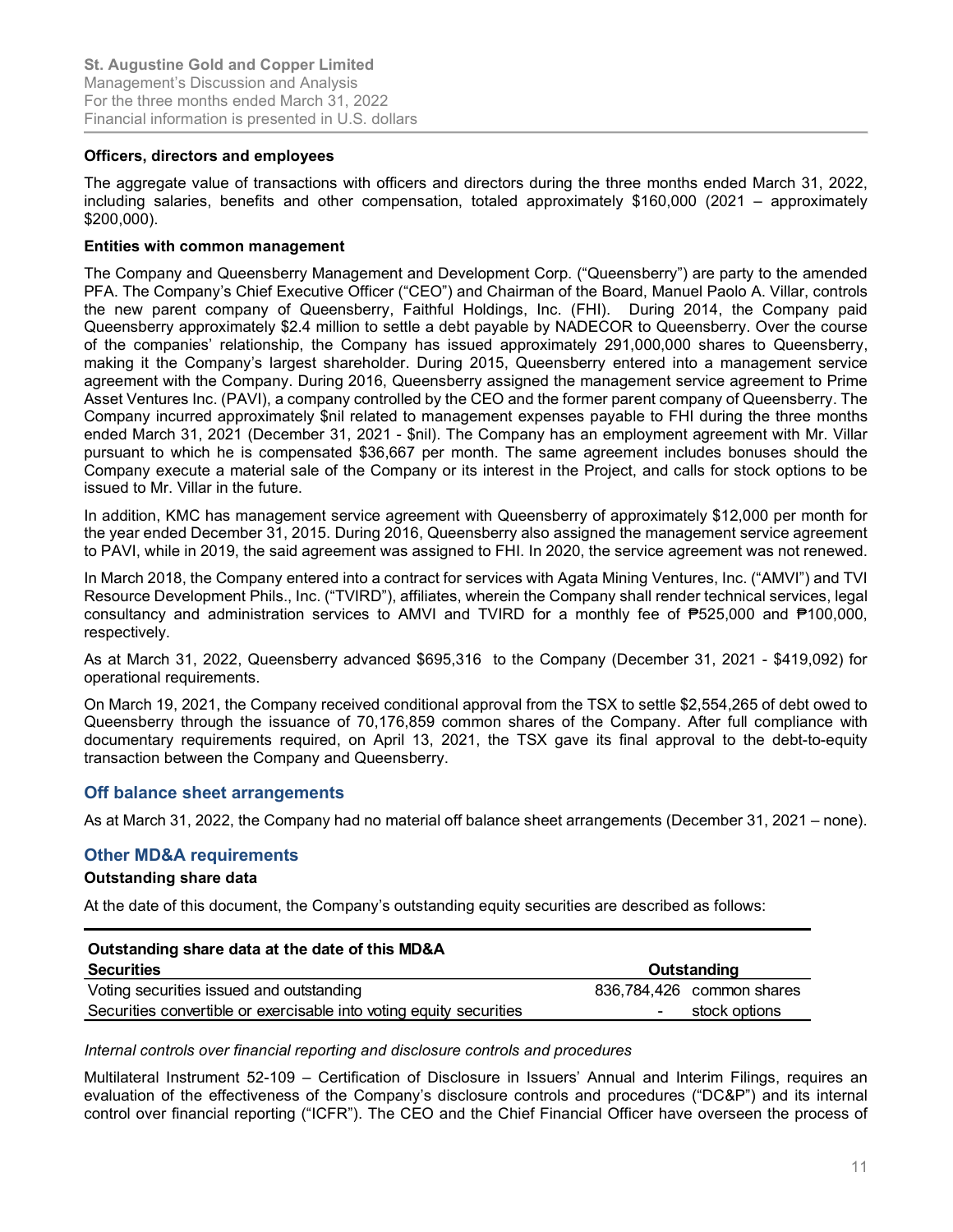**Officers, directors and employees**

The aggregate value of transactions with officers and directors during the three months ended March 31, 2022, including salaries, benefits and other compensation, totaled approximately $160,000 (2021 – approximately $200,000).

**Entities with common management**

The Company and Queensberry Management and Development Corp. (“Queensberry”) are party to the amended PFA. The Company’s Chief Executive Officer (“CEO”) and Chairman of the Board, Manuel Paolo A. Villar, controls the new parent company of Queensberry, Faithful Holdings, Inc. (FHI). During 2014, the Company paid Queensberry approximately $2.4 million to settle a debt payable by NADECOR to Queensberry. Over the course of the companies’ relationship, the Company has issued approximately 291,000,000 shares to Queensberry, making it the Company’s largest shareholder. During 2015, Queensberry entered into a management service agreement with the Company. During 2016, Queensberry assigned the management service agreement to Prime Asset Ventures Inc. (PAVI), a company controlled by the CEO and the former parent company of Queensberry. The Company incurred approximately $nil related to management expenses payable to FHI during the three months ended March 31, 2021 (December 31, 2021 - $nil). The Company has an employment agreement with Mr. Villar pursuant to which he is compensated $36,667 per month. The same agreement includes bonuses should the Company execute a material sale of the Company or its interest in the Project, and calls for stock options to be issued to Mr. Villar in the future.

In addition, KMC has management service agreement with Queensberry of approximately $12,000 per month for the year ended December 31, 2015. During 2016, Queensberry also assigned the management service agreement to PAVI, while in 2019, the said agreement was assigned to FHI. In 2020, the service agreement was not renewed.

In March 2018, the Company entered into a contract for services with Agata Mining Ventures, Inc. (“AMVI”) and TVI Resource Development Phils., Inc. (“TVIRD”), affiliates, wherein the Company shall render technical services, legal consultancy and administration services to AMVI and TVIRD for a monthly fee of ₱525,000 and ₱100,000, respectively.

As at March 31, 2022, Queensberry advanced $695,316 to the Company (December 31, 2021 - $419,092) for operational requirements.

On March 19, 2021, the Company received conditional approval from the TSX to settle $2,554,265 of debt owed to Queensberry through the issuance of 70,176,859 common shares of the Company. After full compliance with documentary requirements required, on April 13, 2021, the TSX gave its final approval to the debt-to-equity transaction between the Company and Queensberry.

## Off balance sheet arrangements

As at March 31, 2022, the Company had no material off balance sheet arrangements (December 31, 2021 – none).

## Other MD&A requirements

**Outstanding share data**

At the date of this document, the Company’s outstanding equity securities are described as follows:

| **Outstanding share data at the date of this MD&A** | | |
|---|---|---|
| **Securities** | **Outstanding** | |
| Voting securities issued and outstanding | 836,784,426 | common shares |
| Securities convertible or exercisable into voting equity securities | - | stock options |

*Internal controls over financial reporting and disclosure controls and procedures*

Multilateral Instrument 52-109 – Certification of Disclosure in Issuers’ Annual and Interim Filings, requires an evaluation of the effectiveness of the Company’s disclosure controls and procedures (“DC&P”) and its internal control over financial reporting (“ICFR”). The CEO and the Chief Financial Officer have overseen the process of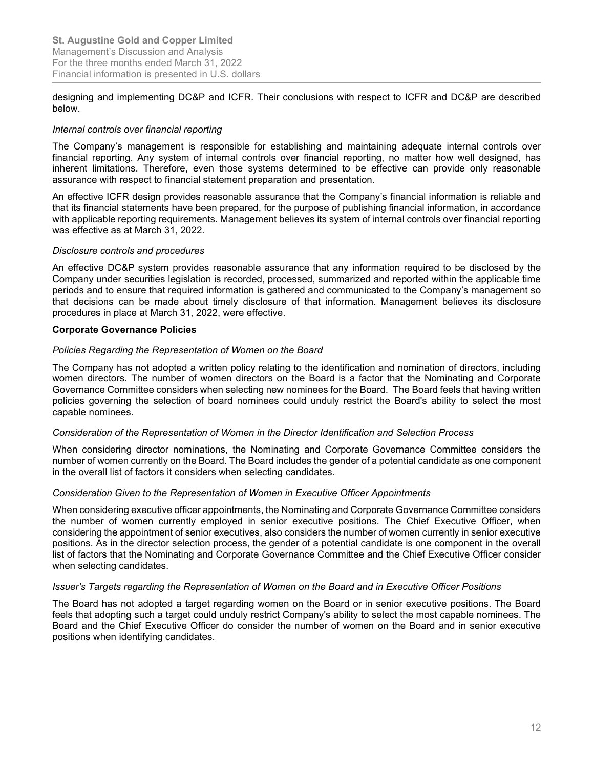designing and implementing DC&P and ICFR. Their conclusions with respect to ICFR and DC&P are described below.

*Internal controls over financial reporting*

The Company's management is responsible for establishing and maintaining adequate internal controls over financial reporting. Any system of internal controls over financial reporting, no matter how well designed, has inherent limitations. Therefore, even those systems determined to be effective can provide only reasonable assurance with respect to financial statement preparation and presentation.

An effective ICFR design provides reasonable assurance that the Company's financial information is reliable and that its financial statements have been prepared, for the purpose of publishing financial information, in accordance with applicable reporting requirements. Management believes its system of internal controls over financial reporting was effective as at March 31, 2022.

*Disclosure controls and procedures*

An effective DC&P system provides reasonable assurance that any information required to be disclosed by the Company under securities legislation is recorded, processed, summarized and reported within the applicable time periods and to ensure that required information is gathered and communicated to the Company's management so that decisions can be made about timely disclosure of that information. Management believes its disclosure procedures in place at March 31, 2022, were effective.

**Corporate Governance Policies**

*Policies Regarding the Representation of Women on the Board*

The Company has not adopted a written policy relating to the identification and nomination of directors, including women directors. The number of women directors on the Board is a factor that the Nominating and Corporate Governance Committee considers when selecting new nominees for the Board. The Board feels that having written policies governing the selection of board nominees could unduly restrict the Board's ability to select the most capable nominees.

*Consideration of the Representation of Women in the Director Identification and Selection Process*

When considering director nominations, the Nominating and Corporate Governance Committee considers the number of women currently on the Board. The Board includes the gender of a potential candidate as one component in the overall list of factors it considers when selecting candidates.

*Consideration Given to the Representation of Women in Executive Officer Appointments*

When considering executive officer appointments, the Nominating and Corporate Governance Committee considers the number of women currently employed in senior executive positions. The Chief Executive Officer, when considering the appointment of senior executives, also considers the number of women currently in senior executive positions. As in the director selection process, the gender of a potential candidate is one component in the overall list of factors that the Nominating and Corporate Governance Committee and the Chief Executive Officer consider when selecting candidates.

*Issuer's Targets regarding the Representation of Women on the Board and in Executive Officer Positions*

The Board has not adopted a target regarding women on the Board or in senior executive positions. The Board feels that adopting such a target could unduly restrict Company's ability to select the most capable nominees. The Board and the Chief Executive Officer do consider the number of women on the Board and in senior executive positions when identifying candidates.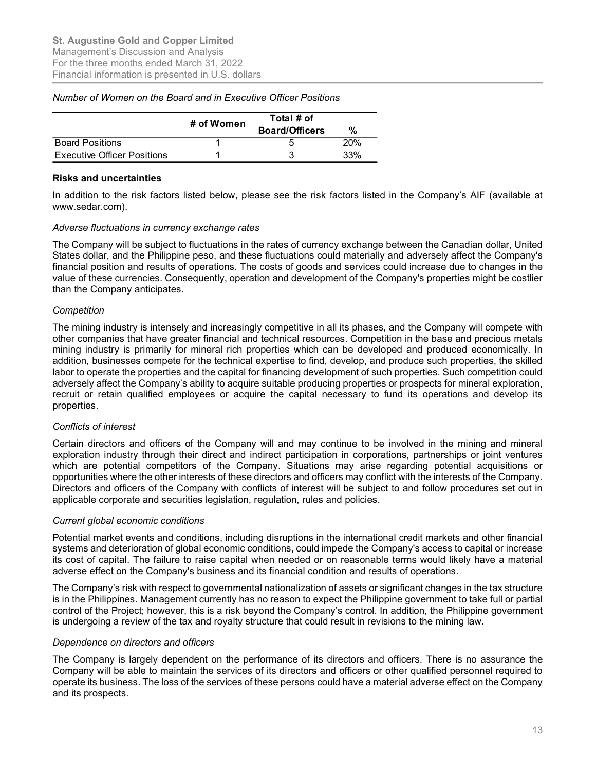*Number of Women on the Board and in Executive Officer Positions*

| | # of Women | Total # of Board/Officers | % |
|---|---|---|---|
| Board Positions | 1 | 5 | 20% |
| Executive Officer Positions | 1 | 3 | 33% |

**Risks and uncertainties**

In addition to the risk factors listed below, please see the risk factors listed in the Company's AIF (available at www.sedar.com).

*Adverse fluctuations in currency exchange rates*

The Company will be subject to fluctuations in the rates of currency exchange between the Canadian dollar, United States dollar, and the Philippine peso, and these fluctuations could materially and adversely affect the Company's financial position and results of operations. The costs of goods and services could increase due to changes in the value of these currencies. Consequently, operation and development of the Company's properties might be costlier than the Company anticipates.

*Competition*

The mining industry is intensely and increasingly competitive in all its phases, and the Company will compete with other companies that have greater financial and technical resources. Competition in the base and precious metals mining industry is primarily for mineral rich properties which can be developed and produced economically. In addition, businesses compete for the technical expertise to find, develop, and produce such properties, the skilled labor to operate the properties and the capital for financing development of such properties. Such competition could adversely affect the Company's ability to acquire suitable producing properties or prospects for mineral exploration, recruit or retain qualified employees or acquire the capital necessary to fund its operations and develop its properties.

*Conflicts of interest*

Certain directors and officers of the Company will and may continue to be involved in the mining and mineral exploration industry through their direct and indirect participation in corporations, partnerships or joint ventures which are potential competitors of the Company. Situations may arise regarding potential acquisitions or opportunities where the other interests of these directors and officers may conflict with the interests of the Company. Directors and officers of the Company with conflicts of interest will be subject to and follow procedures set out in applicable corporate and securities legislation, regulation, rules and policies.

*Current global economic conditions*

Potential market events and conditions, including disruptions in the international credit markets and other financial systems and deterioration of global economic conditions, could impede the Company's access to capital or increase its cost of capital. The failure to raise capital when needed or on reasonable terms would likely have a material adverse effect on the Company's business and its financial condition and results of operations.

The Company's risk with respect to governmental nationalization of assets or significant changes in the tax structure is in the Philippines. Management currently has no reason to expect the Philippine government to take full or partial control of the Project; however, this is a risk beyond the Company's control. In addition, the Philippine government is undergoing a review of the tax and royalty structure that could result in revisions to the mining law.

*Dependence on directors and officers*

The Company is largely dependent on the performance of its directors and officers. There is no assurance the Company will be able to maintain the services of its directors and officers or other qualified personnel required to operate its business. The loss of the services of these persons could have a material adverse effect on the Company and its prospects.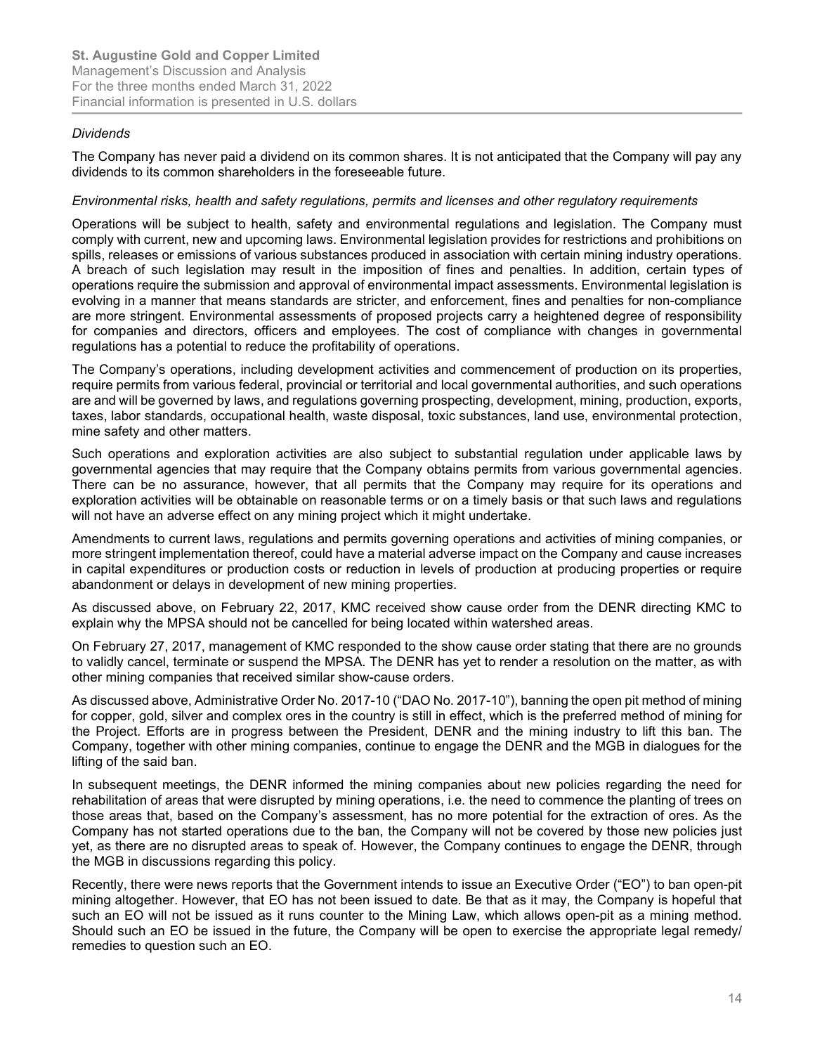*Dividends*

The Company has never paid a dividend on its common shares. It is not anticipated that the Company will pay any dividends to its common shareholders in the foreseeable future.

*Environmental risks, health and safety regulations, permits and licenses and other regulatory requirements*

Operations will be subject to health, safety and environmental regulations and legislation. The Company must comply with current, new and upcoming laws. Environmental legislation provides for restrictions and prohibitions on spills, releases or emissions of various substances produced in association with certain mining industry operations. A breach of such legislation may result in the imposition of fines and penalties. In addition, certain types of operations require the submission and approval of environmental impact assessments. Environmental legislation is evolving in a manner that means standards are stricter, and enforcement, fines and penalties for non-compliance are more stringent. Environmental assessments of proposed projects carry a heightened degree of responsibility for companies and directors, officers and employees. The cost of compliance with changes in governmental regulations has a potential to reduce the profitability of operations.

The Company's operations, including development activities and commencement of production on its properties, require permits from various federal, provincial or territorial and local governmental authorities, and such operations are and will be governed by laws, and regulations governing prospecting, development, mining, production, exports, taxes, labor standards, occupational health, waste disposal, toxic substances, land use, environmental protection, mine safety and other matters.

Such operations and exploration activities are also subject to substantial regulation under applicable laws by governmental agencies that may require that the Company obtains permits from various governmental agencies. There can be no assurance, however, that all permits that the Company may require for its operations and exploration activities will be obtainable on reasonable terms or on a timely basis or that such laws and regulations will not have an adverse effect on any mining project which it might undertake.

Amendments to current laws, regulations and permits governing operations and activities of mining companies, or more stringent implementation thereof, could have a material adverse impact on the Company and cause increases in capital expenditures or production costs or reduction in levels of production at producing properties or require abandonment or delays in development of new mining properties.

As discussed above, on February 22, 2017, KMC received show cause order from the DENR directing KMC to explain why the MPSA should not be cancelled for being located within watershed areas.

On February 27, 2017, management of KMC responded to the show cause order stating that there are no grounds to validly cancel, terminate or suspend the MPSA. The DENR has yet to render a resolution on the matter, as with other mining companies that received similar show-cause orders.

As discussed above, Administrative Order No. 2017-10 ("DAO No. 2017-10"), banning the open pit method of mining for copper, gold, silver and complex ores in the country is still in effect, which is the preferred method of mining for the Project. Efforts are in progress between the President, DENR and the mining industry to lift this ban. The Company, together with other mining companies, continue to engage the DENR and the MGB in dialogues for the lifting of the said ban.

In subsequent meetings, the DENR informed the mining companies about new policies regarding the need for rehabilitation of areas that were disrupted by mining operations, i.e. the need to commence the planting of trees on those areas that, based on the Company's assessment, has no more potential for the extraction of ores. As the Company has not started operations due to the ban, the Company will not be covered by those new policies just yet, as there are no disrupted areas to speak of. However, the Company continues to engage the DENR, through the MGB in discussions regarding this policy.

Recently, there were news reports that the Government intends to issue an Executive Order ("EO") to ban open-pit mining altogether. However, that EO has not been issued to date. Be that as it may, the Company is hopeful that such an EO will not be issued as it runs counter to the Mining Law, which allows open-pit as a mining method. Should such an EO be issued in the future, the Company will be open to exercise the appropriate legal remedy/ remedies to question such an EO.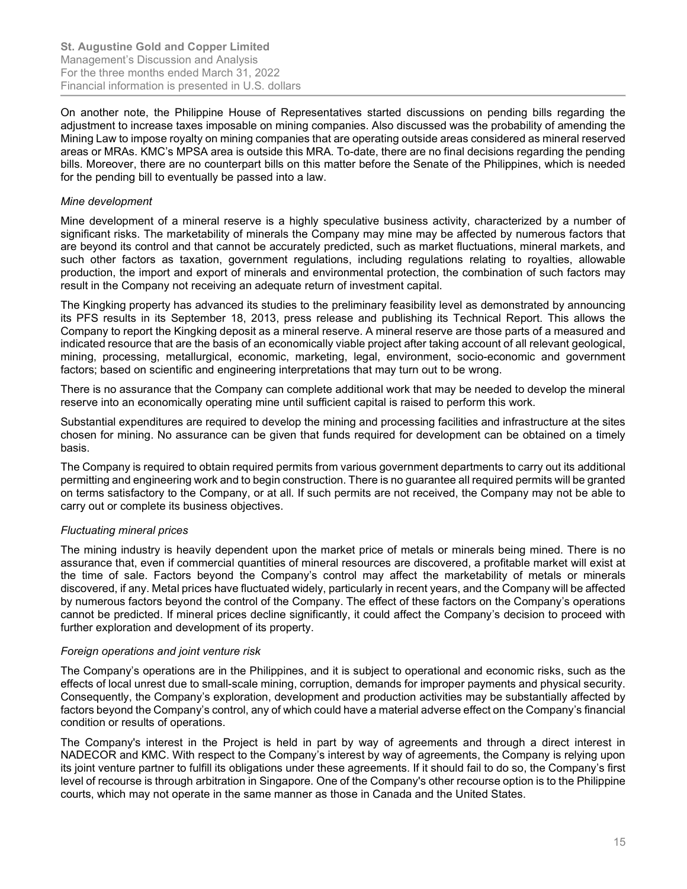On another note, the Philippine House of Representatives started discussions on pending bills regarding the adjustment to increase taxes imposable on mining companies. Also discussed was the probability of amending the Mining Law to impose royalty on mining companies that are operating outside areas considered as mineral reserved areas or MRAs. KMC's MPSA area is outside this MRA. To-date, there are no final decisions regarding the pending bills. Moreover, there are no counterpart bills on this matter before the Senate of the Philippines, which is needed for the pending bill to eventually be passed into a law.

*Mine development*

Mine development of a mineral reserve is a highly speculative business activity, characterized by a number of significant risks. The marketability of minerals the Company may mine may be affected by numerous factors that are beyond its control and that cannot be accurately predicted, such as market fluctuations, mineral markets, and such other factors as taxation, government regulations, including regulations relating to royalties, allowable production, the import and export of minerals and environmental protection, the combination of such factors may result in the Company not receiving an adequate return of investment capital.

The Kingking property has advanced its studies to the preliminary feasibility level as demonstrated by announcing its PFS results in its September 18, 2013, press release and publishing its Technical Report. This allows the Company to report the Kingking deposit as a mineral reserve. A mineral reserve are those parts of a measured and indicated resource that are the basis of an economically viable project after taking account of all relevant geological, mining, processing, metallurgical, economic, marketing, legal, environment, socio-economic and government factors; based on scientific and engineering interpretations that may turn out to be wrong.

There is no assurance that the Company can complete additional work that may be needed to develop the mineral reserve into an economically operating mine until sufficient capital is raised to perform this work.

Substantial expenditures are required to develop the mining and processing facilities and infrastructure at the sites chosen for mining. No assurance can be given that funds required for development can be obtained on a timely basis.

The Company is required to obtain required permits from various government departments to carry out its additional permitting and engineering work and to begin construction. There is no guarantee all required permits will be granted on terms satisfactory to the Company, or at all. If such permits are not received, the Company may not be able to carry out or complete its business objectives.

*Fluctuating mineral prices*

The mining industry is heavily dependent upon the market price of metals or minerals being mined. There is no assurance that, even if commercial quantities of mineral resources are discovered, a profitable market will exist at the time of sale. Factors beyond the Company's control may affect the marketability of metals or minerals discovered, if any. Metal prices have fluctuated widely, particularly in recent years, and the Company will be affected by numerous factors beyond the control of the Company. The effect of these factors on the Company's operations cannot be predicted. If mineral prices decline significantly, it could affect the Company's decision to proceed with further exploration and development of its property.

*Foreign operations and joint venture risk*

The Company's operations are in the Philippines, and it is subject to operational and economic risks, such as the effects of local unrest due to small-scale mining, corruption, demands for improper payments and physical security. Consequently, the Company's exploration, development and production activities may be substantially affected by factors beyond the Company's control, any of which could have a material adverse effect on the Company's financial condition or results of operations.

The Company's interest in the Project is held in part by way of agreements and through a direct interest in NADECOR and KMC. With respect to the Company's interest by way of agreements, the Company is relying upon its joint venture partner to fulfill its obligations under these agreements. If it should fail to do so, the Company's first level of recourse is through arbitration in Singapore. One of the Company's other recourse option is to the Philippine courts, which may not operate in the same manner as those in Canada and the United States.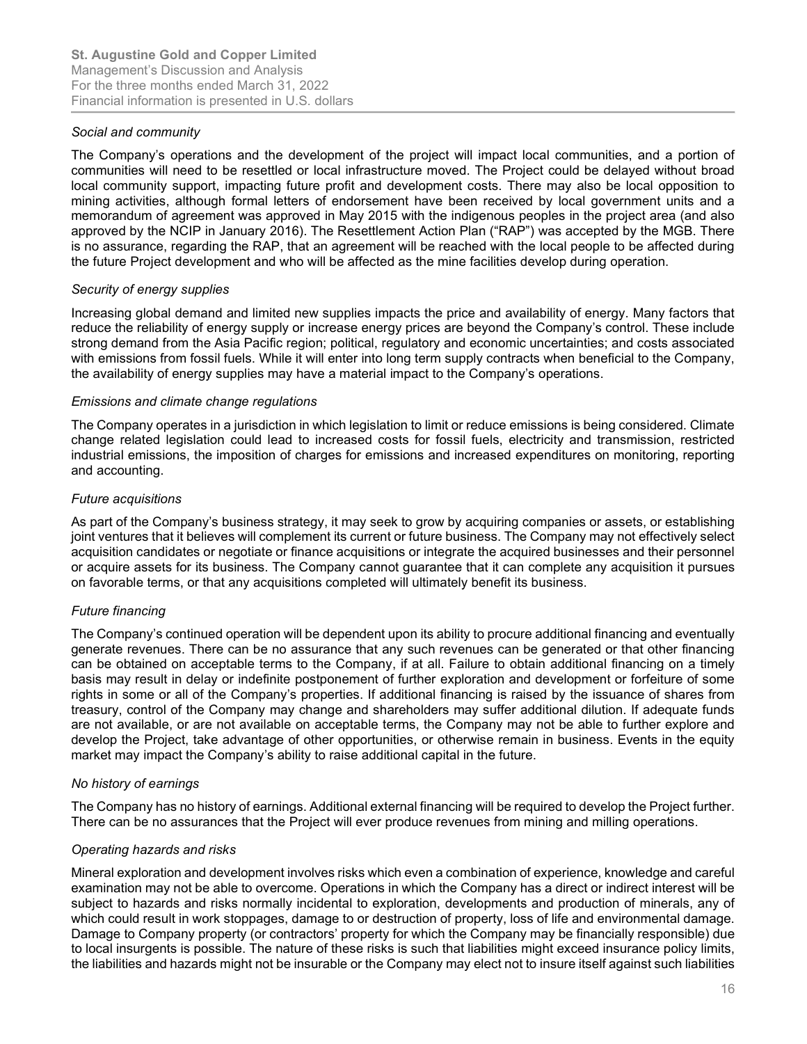*Social and community*

The Company's operations and the development of the project will impact local communities, and a portion of communities will need to be resettled or local infrastructure moved. The Project could be delayed without broad local community support, impacting future profit and development costs. There may also be local opposition to mining activities, although formal letters of endorsement have been received by local government units and a memorandum of agreement was approved in May 2015 with the indigenous peoples in the project area (and also approved by the NCIP in January 2016). The Resettlement Action Plan ("RAP") was accepted by the MGB. There is no assurance, regarding the RAP, that an agreement will be reached with the local people to be affected during the future Project development and who will be affected as the mine facilities develop during operation.

*Security of energy supplies*

Increasing global demand and limited new supplies impacts the price and availability of energy. Many factors that reduce the reliability of energy supply or increase energy prices are beyond the Company's control. These include strong demand from the Asia Pacific region; political, regulatory and economic uncertainties; and costs associated with emissions from fossil fuels. While it will enter into long term supply contracts when beneficial to the Company, the availability of energy supplies may have a material impact to the Company's operations.

*Emissions and climate change regulations*

The Company operates in a jurisdiction in which legislation to limit or reduce emissions is being considered. Climate change related legislation could lead to increased costs for fossil fuels, electricity and transmission, restricted industrial emissions, the imposition of charges for emissions and increased expenditures on monitoring, reporting and accounting.

*Future acquisitions*

As part of the Company's business strategy, it may seek to grow by acquiring companies or assets, or establishing joint ventures that it believes will complement its current or future business. The Company may not effectively select acquisition candidates or negotiate or finance acquisitions or integrate the acquired businesses and their personnel or acquire assets for its business. The Company cannot guarantee that it can complete any acquisition it pursues on favorable terms, or that any acquisitions completed will ultimately benefit its business.

*Future financing*

The Company's continued operation will be dependent upon its ability to procure additional financing and eventually generate revenues. There can be no assurance that any such revenues can be generated or that other financing can be obtained on acceptable terms to the Company, if at all. Failure to obtain additional financing on a timely basis may result in delay or indefinite postponement of further exploration and development or forfeiture of some rights in some or all of the Company's properties. If additional financing is raised by the issuance of shares from treasury, control of the Company may change and shareholders may suffer additional dilution. If adequate funds are not available, or are not available on acceptable terms, the Company may not be able to further explore and develop the Project, take advantage of other opportunities, or otherwise remain in business. Events in the equity market may impact the Company's ability to raise additional capital in the future.

*No history of earnings*

The Company has no history of earnings. Additional external financing will be required to develop the Project further. There can be no assurances that the Project will ever produce revenues from mining and milling operations.

*Operating hazards and risks*

Mineral exploration and development involves risks which even a combination of experience, knowledge and careful examination may not be able to overcome. Operations in which the Company has a direct or indirect interest will be subject to hazards and risks normally incidental to exploration, developments and production of minerals, any of which could result in work stoppages, damage to or destruction of property, loss of life and environmental damage. Damage to Company property (or contractors' property for which the Company may be financially responsible) due to local insurgents is possible. The nature of these risks is such that liabilities might exceed insurance policy limits, the liabilities and hazards might not be insurable or the Company may elect not to insure itself against such liabilities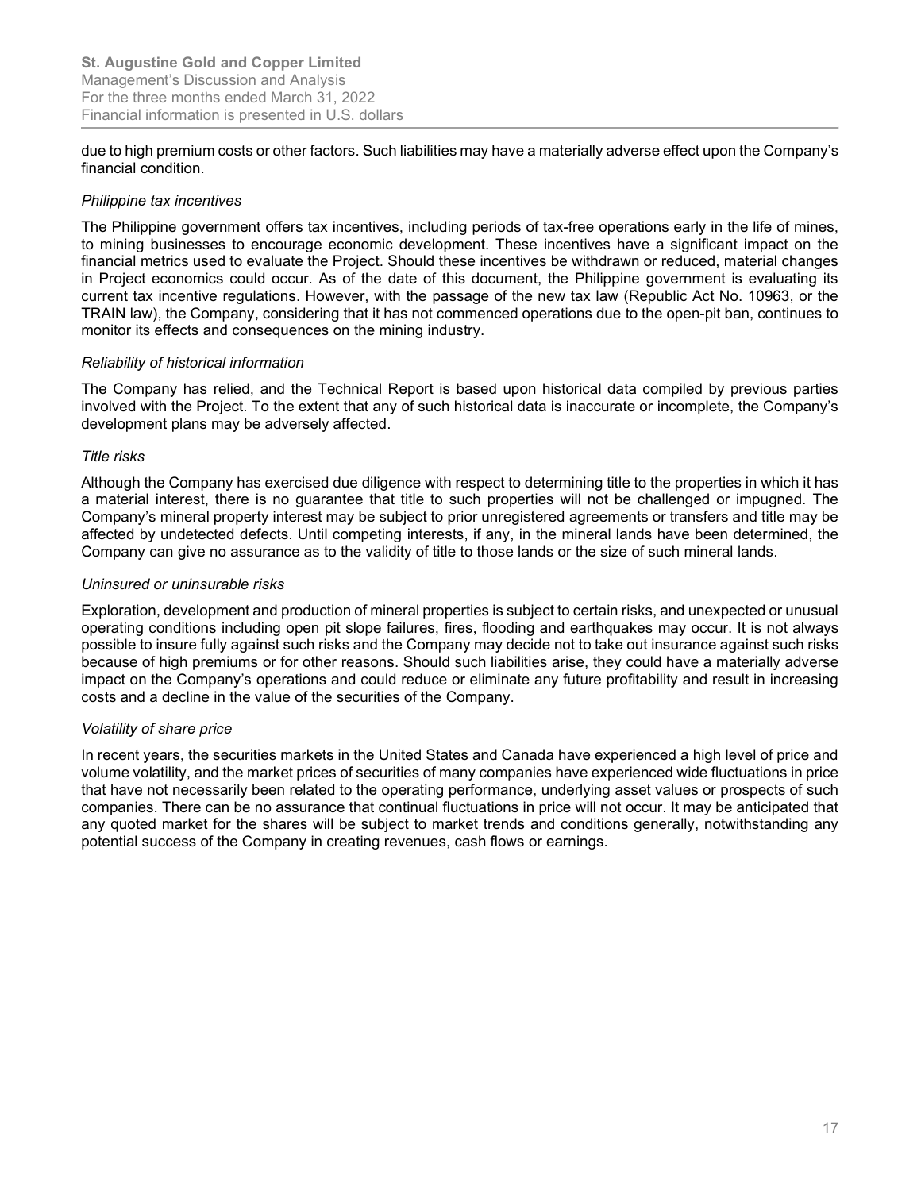due to high premium costs or other factors. Such liabilities may have a materially adverse effect upon the Company's financial condition.

*Philippine tax incentives*

The Philippine government offers tax incentives, including periods of tax-free operations early in the life of mines, to mining businesses to encourage economic development. These incentives have a significant impact on the financial metrics used to evaluate the Project. Should these incentives be withdrawn or reduced, material changes in Project economics could occur. As of the date of this document, the Philippine government is evaluating its current tax incentive regulations. However, with the passage of the new tax law (Republic Act No. 10963, or the TRAIN law), the Company, considering that it has not commenced operations due to the open-pit ban, continues to monitor its effects and consequences on the mining industry.

*Reliability of historical information*

The Company has relied, and the Technical Report is based upon historical data compiled by previous parties involved with the Project. To the extent that any of such historical data is inaccurate or incomplete, the Company's development plans may be adversely affected.

*Title risks*

Although the Company has exercised due diligence with respect to determining title to the properties in which it has a material interest, there is no guarantee that title to such properties will not be challenged or impugned. The Company's mineral property interest may be subject to prior unregistered agreements or transfers and title may be affected by undetected defects. Until competing interests, if any, in the mineral lands have been determined, the Company can give no assurance as to the validity of title to those lands or the size of such mineral lands.

*Uninsured or uninsurable risks*

Exploration, development and production of mineral properties is subject to certain risks, and unexpected or unusual operating conditions including open pit slope failures, fires, flooding and earthquakes may occur. It is not always possible to insure fully against such risks and the Company may decide not to take out insurance against such risks because of high premiums or for other reasons. Should such liabilities arise, they could have a materially adverse impact on the Company's operations and could reduce or eliminate any future profitability and result in increasing costs and a decline in the value of the securities of the Company.

*Volatility of share price*

In recent years, the securities markets in the United States and Canada have experienced a high level of price and volume volatility, and the market prices of securities of many companies have experienced wide fluctuations in price that have not necessarily been related to the operating performance, underlying asset values or prospects of such companies. There can be no assurance that continual fluctuations in price will not occur. It may be anticipated that any quoted market for the shares will be subject to market trends and conditions generally, notwithstanding any potential success of the Company in creating revenues, cash flows or earnings.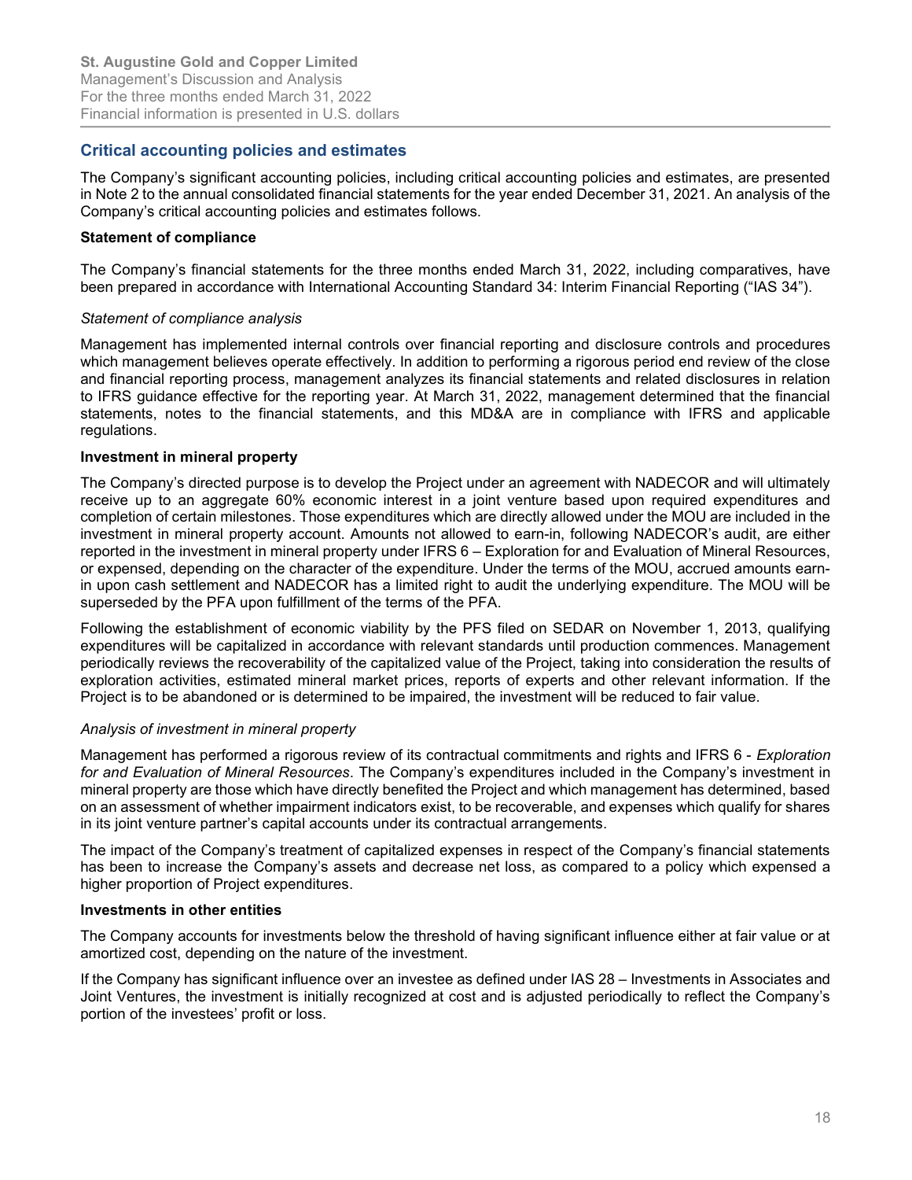## Critical accounting policies and estimates

The Company's significant accounting policies, including critical accounting policies and estimates, are presented in Note 2 to the annual consolidated financial statements for the year ended December 31, 2021. An analysis of the Company's critical accounting policies and estimates follows.

### Statement of compliance

The Company's financial statements for the three months ended March 31, 2022, including comparatives, have been prepared in accordance with International Accounting Standard 34: Interim Financial Reporting ("IAS 34").

*Statement of compliance analysis*

Management has implemented internal controls over financial reporting and disclosure controls and procedures which management believes operate effectively. In addition to performing a rigorous period end review of the close and financial reporting process, management analyzes its financial statements and related disclosures in relation to IFRS guidance effective for the reporting year. At March 31, 2022, management determined that the financial statements, notes to the financial statements, and this MD&A are in compliance with IFRS and applicable regulations.

### Investment in mineral property

The Company's directed purpose is to develop the Project under an agreement with NADECOR and will ultimately receive up to an aggregate 60% economic interest in a joint venture based upon required expenditures and completion of certain milestones. Those expenditures which are directly allowed under the MOU are included in the investment in mineral property account. Amounts not allowed to earn-in, following NADECOR's audit, are either reported in the investment in mineral property under IFRS 6 – Exploration for and Evaluation of Mineral Resources, or expensed, depending on the character of the expenditure. Under the terms of the MOU, accrued amounts earn-in upon cash settlement and NADECOR has a limited right to audit the underlying expenditure. The MOU will be superseded by the PFA upon fulfillment of the terms of the PFA.

Following the establishment of economic viability by the PFS filed on SEDAR on November 1, 2013, qualifying expenditures will be capitalized in accordance with relevant standards until production commences. Management periodically reviews the recoverability of the capitalized value of the Project, taking into consideration the results of exploration activities, estimated mineral market prices, reports of experts and other relevant information. If the Project is to be abandoned or is determined to be impaired, the investment will be reduced to fair value.

*Analysis of investment in mineral property*

Management has performed a rigorous review of its contractual commitments and rights and IFRS 6 - *Exploration for and Evaluation of Mineral Resources*. The Company's expenditures included in the Company's investment in mineral property are those which have directly benefited the Project and which management has determined, based on an assessment of whether impairment indicators exist, to be recoverable, and expenses which qualify for shares in its joint venture partner's capital accounts under its contractual arrangements.

The impact of the Company's treatment of capitalized expenses in respect of the Company's financial statements has been to increase the Company's assets and decrease net loss, as compared to a policy which expensed a higher proportion of Project expenditures.

### Investments in other entities

The Company accounts for investments below the threshold of having significant influence either at fair value or at amortized cost, depending on the nature of the investment.

If the Company has significant influence over an investee as defined under IAS 28 – Investments in Associates and Joint Ventures, the investment is initially recognized at cost and is adjusted periodically to reflect the Company's portion of the investees' profit or loss.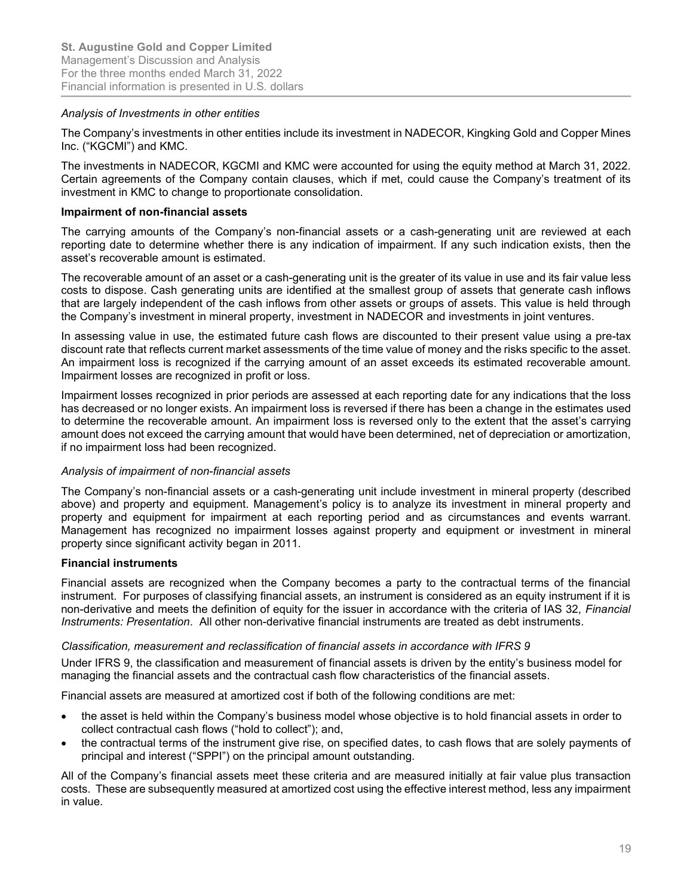*Analysis of Investments in other entities*

The Company's investments in other entities include its investment in NADECOR, Kingking Gold and Copper Mines Inc. ("KGCMI") and KMC.

The investments in NADECOR, KGCMI and KMC were accounted for using the equity method at March 31, 2022. Certain agreements of the Company contain clauses, which if met, could cause the Company's treatment of its investment in KMC to change to proportionate consolidation.

**Impairment of non-financial assets**

The carrying amounts of the Company's non-financial assets or a cash-generating unit are reviewed at each reporting date to determine whether there is any indication of impairment. If any such indication exists, then the asset's recoverable amount is estimated.

The recoverable amount of an asset or a cash-generating unit is the greater of its value in use and its fair value less costs to dispose. Cash generating units are identified at the smallest group of assets that generate cash inflows that are largely independent of the cash inflows from other assets or groups of assets. This value is held through the Company's investment in mineral property, investment in NADECOR and investments in joint ventures.

In assessing value in use, the estimated future cash flows are discounted to their present value using a pre-tax discount rate that reflects current market assessments of the time value of money and the risks specific to the asset. An impairment loss is recognized if the carrying amount of an asset exceeds its estimated recoverable amount. Impairment losses are recognized in profit or loss.

Impairment losses recognized in prior periods are assessed at each reporting date for any indications that the loss has decreased or no longer exists. An impairment loss is reversed if there has been a change in the estimates used to determine the recoverable amount. An impairment loss is reversed only to the extent that the asset's carrying amount does not exceed the carrying amount that would have been determined, net of depreciation or amortization, if no impairment loss had been recognized.

*Analysis of impairment of non-financial assets*

The Company's non-financial assets or a cash-generating unit include investment in mineral property (described above) and property and equipment. Management's policy is to analyze its investment in mineral property and property and equipment for impairment at each reporting period and as circumstances and events warrant. Management has recognized no impairment losses against property and equipment or investment in mineral property since significant activity began in 2011.

**Financial instruments**

Financial assets are recognized when the Company becomes a party to the contractual terms of the financial instrument. For purposes of classifying financial assets, an instrument is considered as an equity instrument if it is non-derivative and meets the definition of equity for the issuer in accordance with the criteria of IAS 32, *Financial Instruments: Presentation*. All other non-derivative financial instruments are treated as debt instruments.

*Classification, measurement and reclassification of financial assets in accordance with IFRS 9*

Under IFRS 9, the classification and measurement of financial assets is driven by the entity's business model for managing the financial assets and the contractual cash flow characteristics of the financial assets.

Financial assets are measured at amortized cost if both of the following conditions are met:

- the asset is held within the Company's business model whose objective is to hold financial assets in order to collect contractual cash flows ("hold to collect"); and,
- the contractual terms of the instrument give rise, on specified dates, to cash flows that are solely payments of principal and interest ("SPPI") on the principal amount outstanding.

All of the Company's financial assets meet these criteria and are measured initially at fair value plus transaction costs. These are subsequently measured at amortized cost using the effective interest method, less any impairment in value.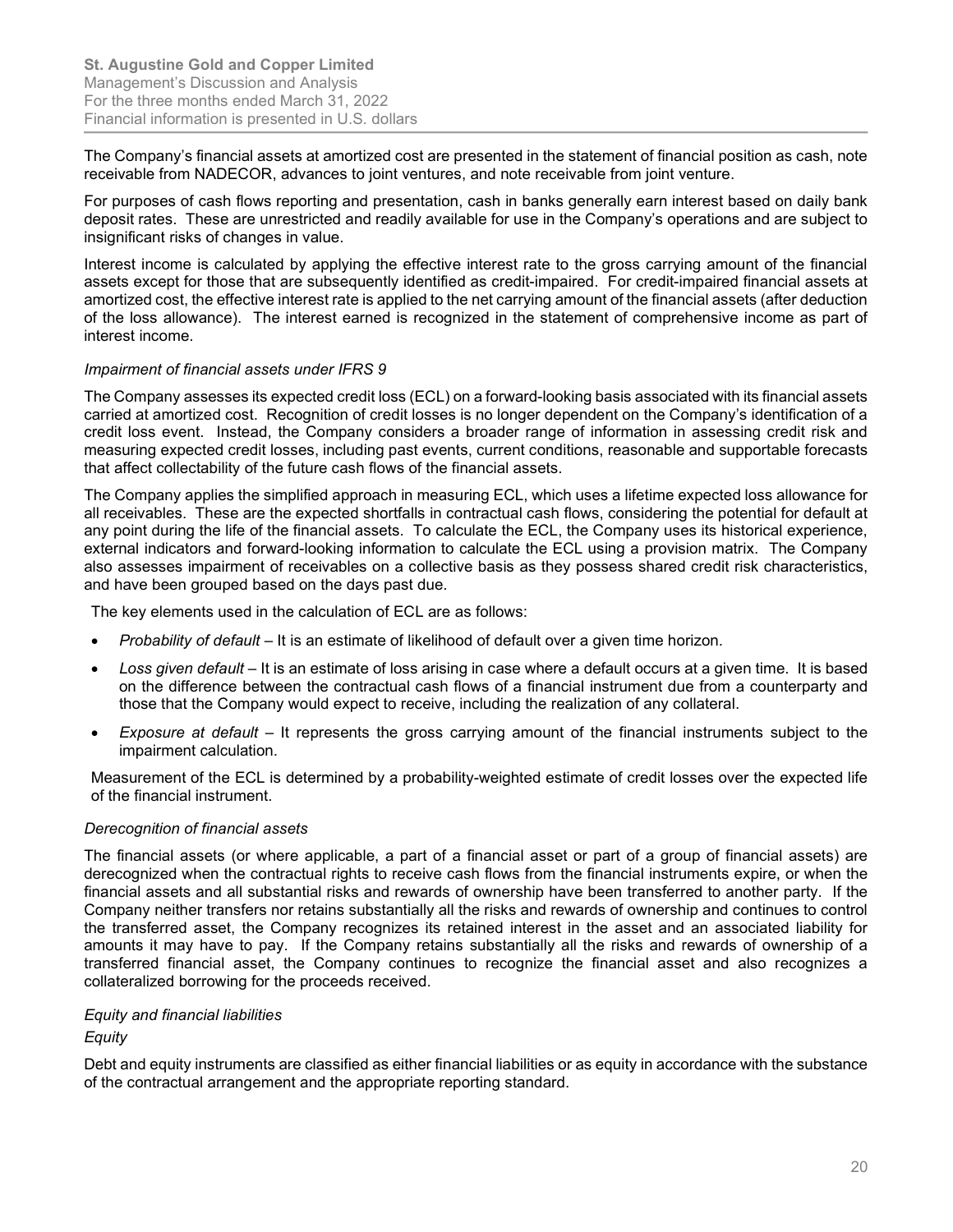The Company's financial assets at amortized cost are presented in the statement of financial position as cash, note receivable from NADECOR, advances to joint ventures, and note receivable from joint venture.

For purposes of cash flows reporting and presentation, cash in banks generally earn interest based on daily bank deposit rates. These are unrestricted and readily available for use in the Company's operations and are subject to insignificant risks of changes in value.

Interest income is calculated by applying the effective interest rate to the gross carrying amount of the financial assets except for those that are subsequently identified as credit-impaired. For credit-impaired financial assets at amortized cost, the effective interest rate is applied to the net carrying amount of the financial assets (after deduction of the loss allowance). The interest earned is recognized in the statement of comprehensive income as part of interest income.

*Impairment of financial assets under IFRS 9*

The Company assesses its expected credit loss (ECL) on a forward-looking basis associated with its financial assets carried at amortized cost. Recognition of credit losses is no longer dependent on the Company's identification of a credit loss event. Instead, the Company considers a broader range of information in assessing credit risk and measuring expected credit losses, including past events, current conditions, reasonable and supportable forecasts that affect collectability of the future cash flows of the financial assets.

The Company applies the simplified approach in measuring ECL, which uses a lifetime expected loss allowance for all receivables. These are the expected shortfalls in contractual cash flows, considering the potential for default at any point during the life of the financial assets. To calculate the ECL, the Company uses its historical experience, external indicators and forward-looking information to calculate the ECL using a provision matrix. The Company also assesses impairment of receivables on a collective basis as they possess shared credit risk characteristics, and have been grouped based on the days past due.

The key elements used in the calculation of ECL are as follows:

- *Probability of default* – It is an estimate of likelihood of default over a given time horizon.
- *Loss given default* – It is an estimate of loss arising in case where a default occurs at a given time. It is based on the difference between the contractual cash flows of a financial instrument due from a counterparty and those that the Company would expect to receive, including the realization of any collateral.
- *Exposure at default* – It represents the gross carrying amount of the financial instruments subject to the impairment calculation.

Measurement of the ECL is determined by a probability-weighted estimate of credit losses over the expected life of the financial instrument.

*Derecognition of financial assets*

The financial assets (or where applicable, a part of a financial asset or part of a group of financial assets) are derecognized when the contractual rights to receive cash flows from the financial instruments expire, or when the financial assets and all substantial risks and rewards of ownership have been transferred to another party. If the Company neither transfers nor retains substantially all the risks and rewards of ownership and continues to control the transferred asset, the Company recognizes its retained interest in the asset and an associated liability for amounts it may have to pay. If the Company retains substantially all the risks and rewards of ownership of a transferred financial asset, the Company continues to recognize the financial asset and also recognizes a collateralized borrowing for the proceeds received.

*Equity and financial liabilities*

*Equity*

Debt and equity instruments are classified as either financial liabilities or as equity in accordance with the substance of the contractual arrangement and the appropriate reporting standard.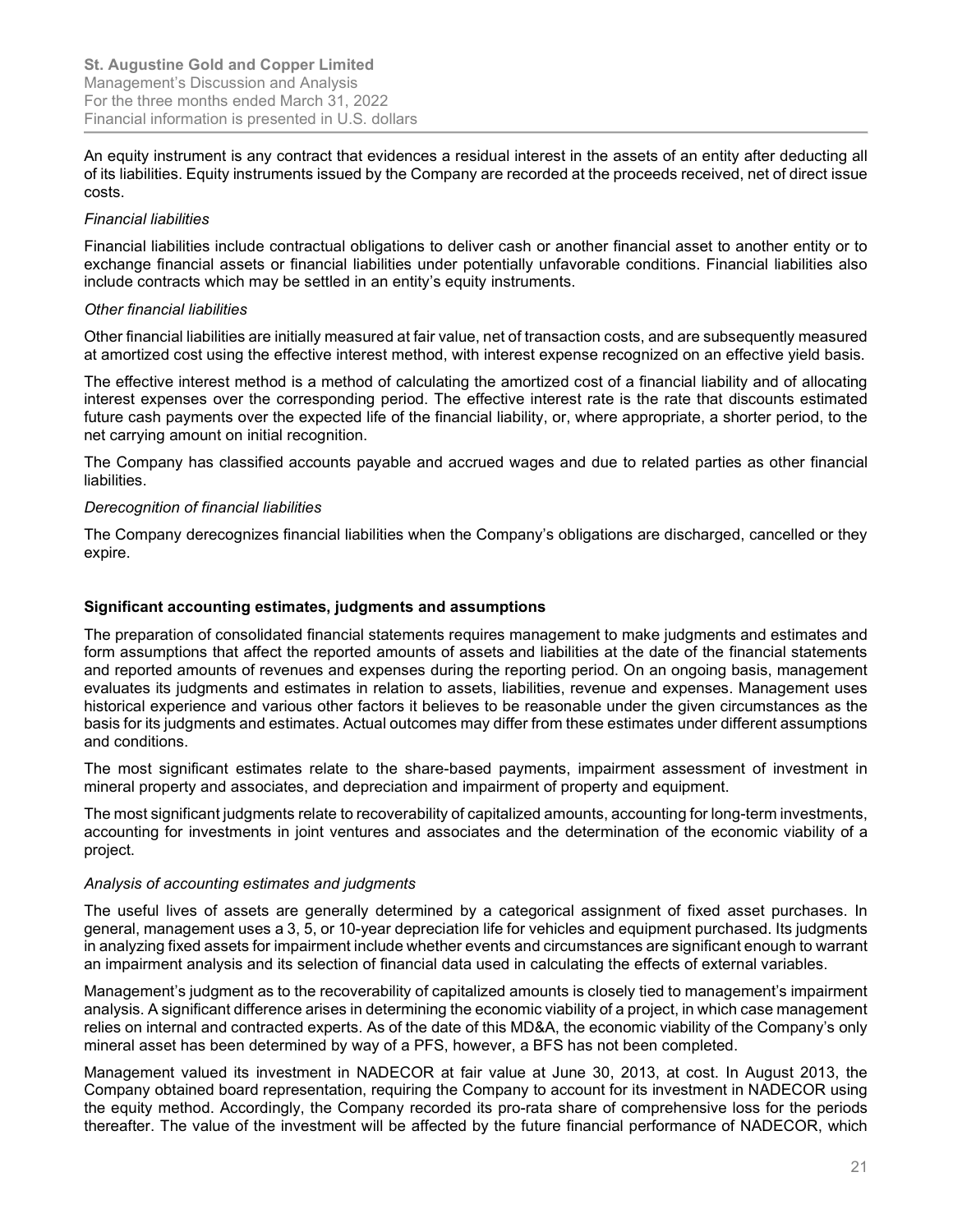An equity instrument is any contract that evidences a residual interest in the assets of an entity after deducting all of its liabilities. Equity instruments issued by the Company are recorded at the proceeds received, net of direct issue costs.

*Financial liabilities*

Financial liabilities include contractual obligations to deliver cash or another financial asset to another entity or to exchange financial assets or financial liabilities under potentially unfavorable conditions. Financial liabilities also include contracts which may be settled in an entity's equity instruments.

*Other financial liabilities*

Other financial liabilities are initially measured at fair value, net of transaction costs, and are subsequently measured at amortized cost using the effective interest method, with interest expense recognized on an effective yield basis.

The effective interest method is a method of calculating the amortized cost of a financial liability and of allocating interest expenses over the corresponding period. The effective interest rate is the rate that discounts estimated future cash payments over the expected life of the financial liability, or, where appropriate, a shorter period, to the net carrying amount on initial recognition.

The Company has classified accounts payable and accrued wages and due to related parties as other financial liabilities.

*Derecognition of financial liabilities*

The Company derecognizes financial liabilities when the Company's obligations are discharged, cancelled or they expire.

## Significant accounting estimates, judgments and assumptions

The preparation of consolidated financial statements requires management to make judgments and estimates and form assumptions that affect the reported amounts of assets and liabilities at the date of the financial statements and reported amounts of revenues and expenses during the reporting period. On an ongoing basis, management evaluates its judgments and estimates in relation to assets, liabilities, revenue and expenses. Management uses historical experience and various other factors it believes to be reasonable under the given circumstances as the basis for its judgments and estimates. Actual outcomes may differ from these estimates under different assumptions and conditions.

The most significant estimates relate to the share-based payments, impairment assessment of investment in mineral property and associates, and depreciation and impairment of property and equipment.

The most significant judgments relate to recoverability of capitalized amounts, accounting for long-term investments, accounting for investments in joint ventures and associates and the determination of the economic viability of a project.

*Analysis of accounting estimates and judgments*

The useful lives of assets are generally determined by a categorical assignment of fixed asset purchases. In general, management uses a 3, 5, or 10-year depreciation life for vehicles and equipment purchased. Its judgments in analyzing fixed assets for impairment include whether events and circumstances are significant enough to warrant an impairment analysis and its selection of financial data used in calculating the effects of external variables.

Management's judgment as to the recoverability of capitalized amounts is closely tied to management's impairment analysis. A significant difference arises in determining the economic viability of a project, in which case management relies on internal and contracted experts. As of the date of this MD&A, the economic viability of the Company's only mineral asset has been determined by way of a PFS, however, a BFS has not been completed.

Management valued its investment in NADECOR at fair value at June 30, 2013, at cost. In August 2013, the Company obtained board representation, requiring the Company to account for its investment in NADECOR using the equity method. Accordingly, the Company recorded its pro-rata share of comprehensive loss for the periods thereafter. The value of the investment will be affected by the future financial performance of NADECOR, which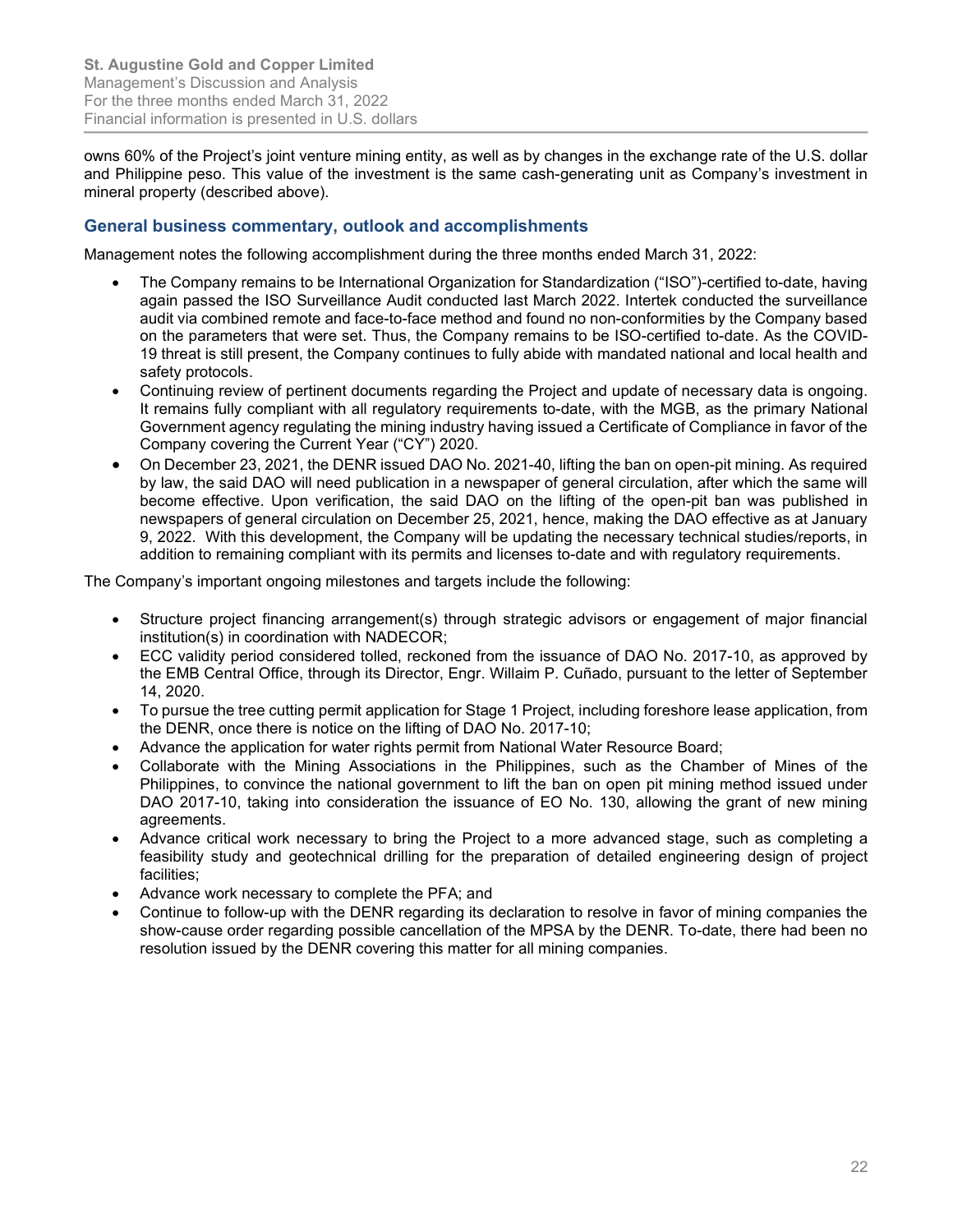owns 60% of the Project's joint venture mining entity, as well as by changes in the exchange rate of the U.S. dollar and Philippine peso. This value of the investment is the same cash-generating unit as Company's investment in mineral property (described above).

## General business commentary, outlook and accomplishments

Management notes the following accomplishment during the three months ended March 31, 2022:

- The Company remains to be International Organization for Standardization ("ISO")-certified to-date, having again passed the ISO Surveillance Audit conducted last March 2022. Intertek conducted the surveillance audit via combined remote and face-to-face method and found no non-conformities by the Company based on the parameters that were set. Thus, the Company remains to be ISO-certified to-date. As the COVID-19 threat is still present, the Company continues to fully abide with mandated national and local health and safety protocols.
- Continuing review of pertinent documents regarding the Project and update of necessary data is ongoing. It remains fully compliant with all regulatory requirements to-date, with the MGB, as the primary National Government agency regulating the mining industry having issued a Certificate of Compliance in favor of the Company covering the Current Year ("CY") 2020.
- On December 23, 2021, the DENR issued DAO No. 2021-40, lifting the ban on open-pit mining. As required by law, the said DAO will need publication in a newspaper of general circulation, after which the same will become effective. Upon verification, the said DAO on the lifting of the open-pit ban was published in newspapers of general circulation on December 25, 2021, hence, making the DAO effective as at January 9, 2022. With this development, the Company will be updating the necessary technical studies/reports, in addition to remaining compliant with its permits and licenses to-date and with regulatory requirements.

The Company's important ongoing milestones and targets include the following:

- Structure project financing arrangement(s) through strategic advisors or engagement of major financial institution(s) in coordination with NADECOR;
- ECC validity period considered tolled, reckoned from the issuance of DAO No. 2017-10, as approved by the EMB Central Office, through its Director, Engr. Willaim P. Cuñado, pursuant to the letter of September 14, 2020.
- To pursue the tree cutting permit application for Stage 1 Project, including foreshore lease application, from the DENR, once there is notice on the lifting of DAO No. 2017-10;
- Advance the application for water rights permit from National Water Resource Board;
- Collaborate with the Mining Associations in the Philippines, such as the Chamber of Mines of the Philippines, to convince the national government to lift the ban on open pit mining method issued under DAO 2017-10, taking into consideration the issuance of EO No. 130, allowing the grant of new mining agreements.
- Advance critical work necessary to bring the Project to a more advanced stage, such as completing a feasibility study and geotechnical drilling for the preparation of detailed engineering design of project facilities;
- Advance work necessary to complete the PFA; and
- Continue to follow-up with the DENR regarding its declaration to resolve in favor of mining companies the show-cause order regarding possible cancellation of the MPSA by the DENR. To-date, there had been no resolution issued by the DENR covering this matter for all mining companies.